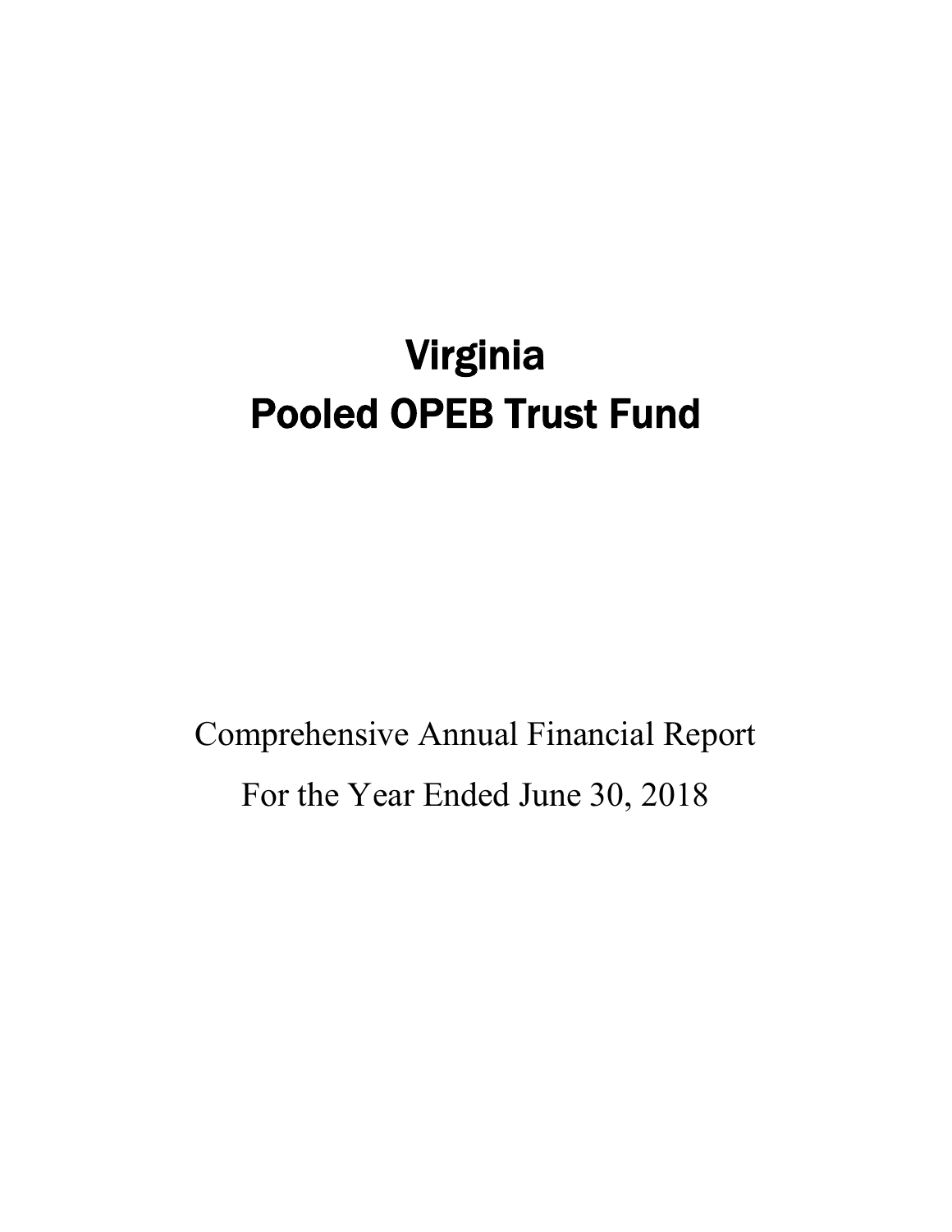# Virginia
# Pooled OPEB Trust Fund

Comprehensive Annual Financial Report

For the Year Ended June 30, 2018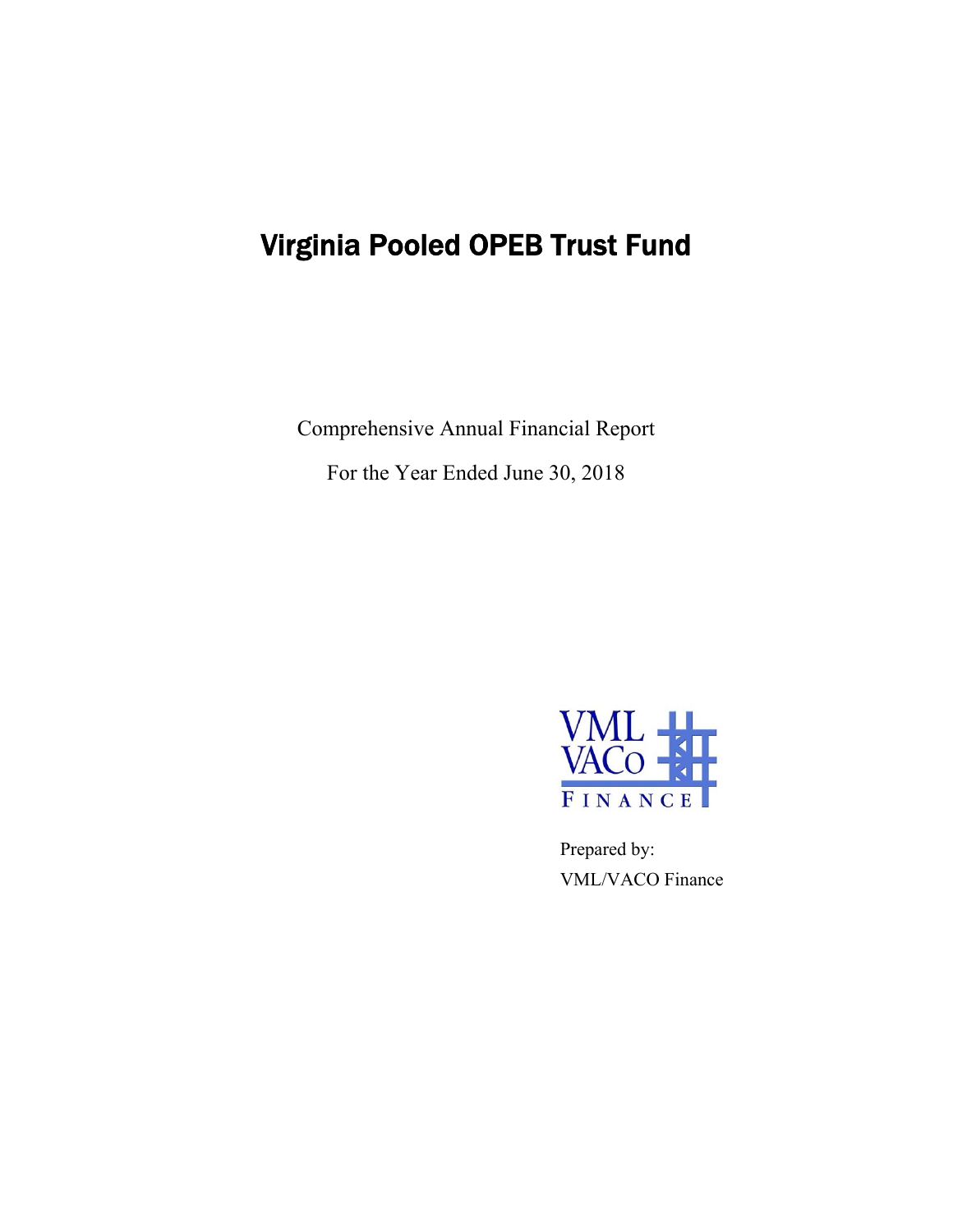# Virginia Pooled OPEB Trust Fund

Comprehensive Annual Financial Report

For the Year Ended June 30, 2018

VML VACo FINANCE

Prepared by:

VML/VACO Finance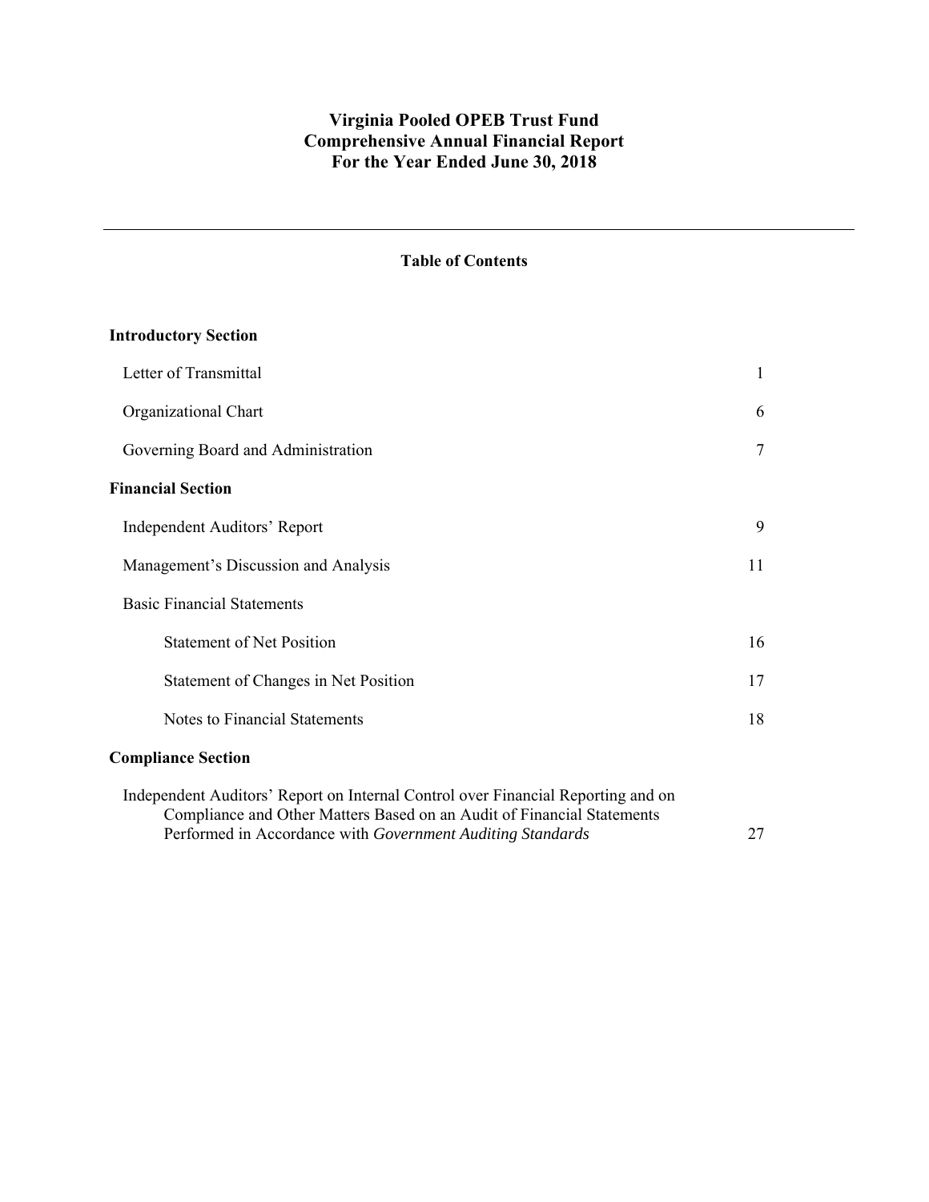# Virginia Pooled OPEB Trust Fund
# Comprehensive Annual Financial Report
# For the Year Ended June 30, 2018

---

## Table of Contents

| | |
|---|---|
| **Introductory Section** | |
| Letter of Transmittal | 1 |
| Organizational Chart | 6 |
| Governing Board and Administration | 7 |
| **Financial Section** | |
| Independent Auditors' Report | 9 |
| Management's Discussion and Analysis | 11 |
| Basic Financial Statements | |
| Statement of Net Position | 16 |
| Statement of Changes in Net Position | 17 |
| Notes to Financial Statements | 18 |
| **Compliance Section** | |
| Independent Auditors' Report on Internal Control over Financial Reporting and on Compliance and Other Matters Based on an Audit of Financial Statements Performed in Accordance with *Government Auditing Standards* | 27 |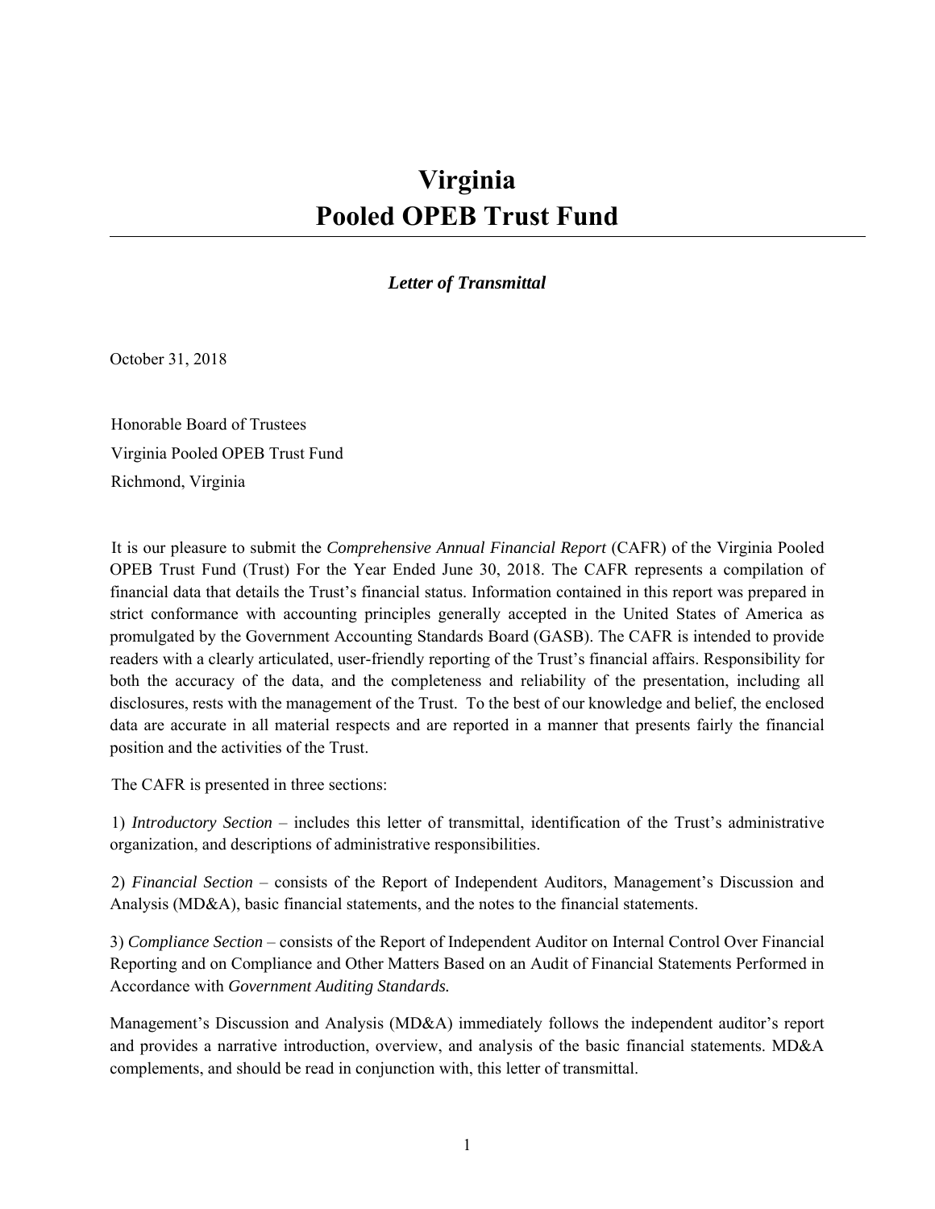# Virginia
# Pooled OPEB Trust Fund

***Letter of Transmittal***

October 31, 2018

Honorable Board of Trustees
Virginia Pooled OPEB Trust Fund
Richmond, Virginia

It is our pleasure to submit the *Comprehensive Annual Financial Report* (CAFR) of the Virginia Pooled OPEB Trust Fund (Trust) For the Year Ended June 30, 2018. The CAFR represents a compilation of financial data that details the Trust's financial status. Information contained in this report was prepared in strict conformance with accounting principles generally accepted in the United States of America as promulgated by the Government Accounting Standards Board (GASB). The CAFR is intended to provide readers with a clearly articulated, user-friendly reporting of the Trust's financial affairs. Responsibility for both the accuracy of the data, and the completeness and reliability of the presentation, including all disclosures, rests with the management of the Trust. To the best of our knowledge and belief, the enclosed data are accurate in all material respects and are reported in a manner that presents fairly the financial position and the activities of the Trust.

The CAFR is presented in three sections:

1) *Introductory Section* – includes this letter of transmittal, identification of the Trust's administrative organization, and descriptions of administrative responsibilities.

2) *Financial Section* – consists of the Report of Independent Auditors, Management's Discussion and Analysis (MD&A), basic financial statements, and the notes to the financial statements.

3) *Compliance Section* – consists of the Report of Independent Auditor on Internal Control Over Financial Reporting and on Compliance and Other Matters Based on an Audit of Financial Statements Performed in Accordance with *Government Auditing Standards.*

Management's Discussion and Analysis (MD&A) immediately follows the independent auditor's report and provides a narrative introduction, overview, and analysis of the basic financial statements. MD&A complements, and should be read in conjunction with, this letter of transmittal.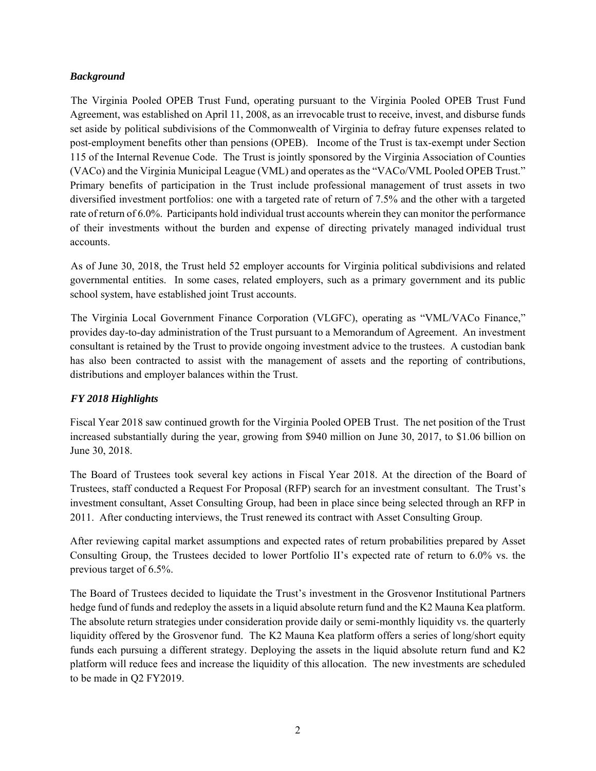### *Background*

The Virginia Pooled OPEB Trust Fund, operating pursuant to the Virginia Pooled OPEB Trust Fund Agreement, was established on April 11, 2008, as an irrevocable trust to receive, invest, and disburse funds set aside by political subdivisions of the Commonwealth of Virginia to defray future expenses related to post-employment benefits other than pensions (OPEB). Income of the Trust is tax-exempt under Section 115 of the Internal Revenue Code. The Trust is jointly sponsored by the Virginia Association of Counties (VACo) and the Virginia Municipal League (VML) and operates as the "VACo/VML Pooled OPEB Trust." Primary benefits of participation in the Trust include professional management of trust assets in two diversified investment portfolios: one with a targeted rate of return of 7.5% and the other with a targeted rate of return of 6.0%. Participants hold individual trust accounts wherein they can monitor the performance of their investments without the burden and expense of directing privately managed individual trust accounts.

As of June 30, 2018, the Trust held 52 employer accounts for Virginia political subdivisions and related governmental entities. In some cases, related employers, such as a primary government and its public school system, have established joint Trust accounts.

The Virginia Local Government Finance Corporation (VLGFC), operating as "VML/VACo Finance," provides day-to-day administration of the Trust pursuant to a Memorandum of Agreement. An investment consultant is retained by the Trust to provide ongoing investment advice to the trustees. A custodian bank has also been contracted to assist with the management of assets and the reporting of contributions, distributions and employer balances within the Trust.

### *FY 2018 Highlights*

Fiscal Year 2018 saw continued growth for the Virginia Pooled OPEB Trust. The net position of the Trust increased substantially during the year, growing from $940 million on June 30, 2017, to $1.06 billion on June 30, 2018.

The Board of Trustees took several key actions in Fiscal Year 2018. At the direction of the Board of Trustees, staff conducted a Request For Proposal (RFP) search for an investment consultant. The Trust's investment consultant, Asset Consulting Group, had been in place since being selected through an RFP in 2011. After conducting interviews, the Trust renewed its contract with Asset Consulting Group.

After reviewing capital market assumptions and expected rates of return probabilities prepared by Asset Consulting Group, the Trustees decided to lower Portfolio II's expected rate of return to 6.0% vs. the previous target of 6.5%.

The Board of Trustees decided to liquidate the Trust's investment in the Grosvenor Institutional Partners hedge fund of funds and redeploy the assets in a liquid absolute return fund and the K2 Mauna Kea platform. The absolute return strategies under consideration provide daily or semi-monthly liquidity vs. the quarterly liquidity offered by the Grosvenor fund. The K2 Mauna Kea platform offers a series of long/short equity funds each pursuing a different strategy. Deploying the assets in the liquid absolute return fund and K2 platform will reduce fees and increase the liquidity of this allocation. The new investments are scheduled to be made in Q2 FY2019.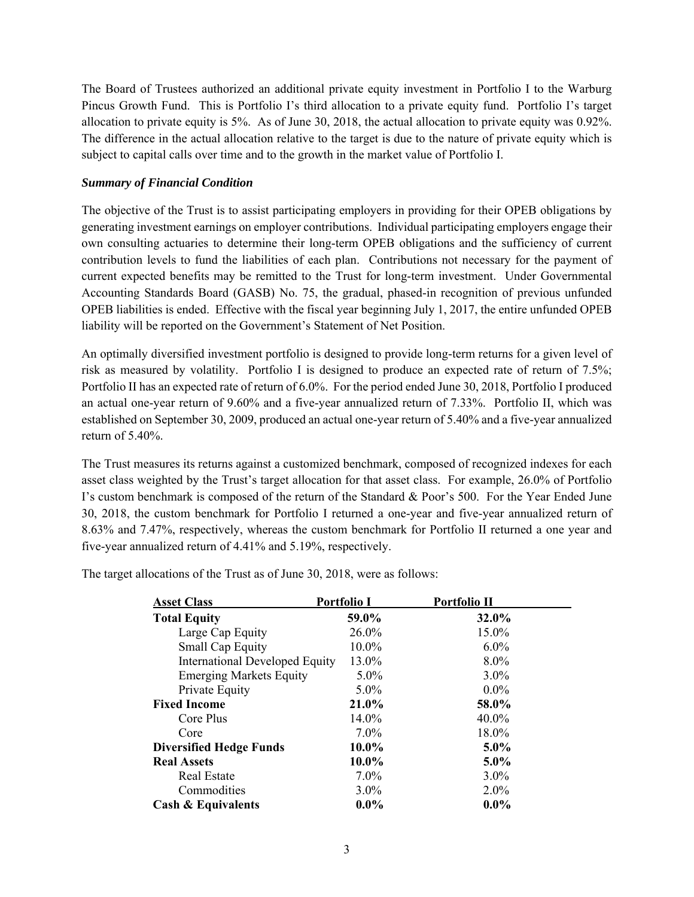The Board of Trustees authorized an additional private equity investment in Portfolio I to the Warburg Pincus Growth Fund. This is Portfolio I's third allocation to a private equity fund. Portfolio I's target allocation to private equity is 5%. As of June 30, 2018, the actual allocation to private equity was 0.92%. The difference in the actual allocation relative to the target is due to the nature of private equity which is subject to capital calls over time and to the growth in the market value of Portfolio I.

***Summary of Financial Condition***

The objective of the Trust is to assist participating employers in providing for their OPEB obligations by generating investment earnings on employer contributions. Individual participating employers engage their own consulting actuaries to determine their long-term OPEB obligations and the sufficiency of current contribution levels to fund the liabilities of each plan. Contributions not necessary for the payment of current expected benefits may be remitted to the Trust for long-term investment. Under Governmental Accounting Standards Board (GASB) No. 75, the gradual, phased-in recognition of previous unfunded OPEB liabilities is ended. Effective with the fiscal year beginning July 1, 2017, the entire unfunded OPEB liability will be reported on the Government's Statement of Net Position.

An optimally diversified investment portfolio is designed to provide long-term returns for a given level of risk as measured by volatility. Portfolio I is designed to produce an expected rate of return of 7.5%; Portfolio II has an expected rate of return of 6.0%. For the period ended June 30, 2018, Portfolio I produced an actual one-year return of 9.60% and a five-year annualized return of 7.33%. Portfolio II, which was established on September 30, 2009, produced an actual one-year return of 5.40% and a five-year annualized return of 5.40%.

The Trust measures its returns against a customized benchmark, composed of recognized indexes for each asset class weighted by the Trust's target allocation for that asset class. For example, 26.0% of Portfolio I's custom benchmark is composed of the return of the Standard & Poor's 500. For the Year Ended June 30, 2018, the custom benchmark for Portfolio I returned a one-year and five-year annualized return of 8.63% and 7.47%, respectively, whereas the custom benchmark for Portfolio II returned a one year and five-year annualized return of 4.41% and 5.19%, respectively.

The target allocations of the Trust as of June 30, 2018, were as follows:

| Asset Class | Portfolio I | Portfolio II |
|---|---|---|
| **Total Equity** | **59.0%** | **32.0%** |
| Large Cap Equity | 26.0% | 15.0% |
| Small Cap Equity | 10.0% | 6.0% |
| International Developed Equity | 13.0% | 8.0% |
| Emerging Markets Equity | 5.0% | 3.0% |
| Private Equity | 5.0% | 0.0% |
| **Fixed Income** | **21.0%** | **58.0%** |
| Core Plus | 14.0% | 40.0% |
| Core | 7.0% | 18.0% |
| **Diversified Hedge Funds** | **10.0%** | **5.0%** |
| **Real Assets** | **10.0%** | **5.0%** |
| Real Estate | 7.0% | 3.0% |
| Commodities | 3.0% | 2.0% |
| **Cash & Equivalents** | **0.0%** | **0.0%** |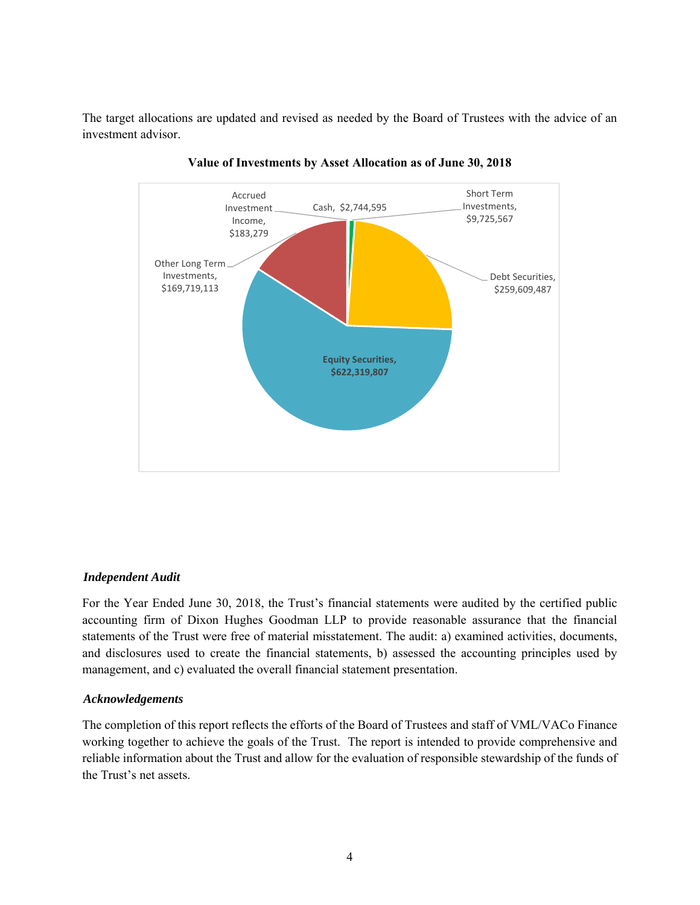The target allocations are updated and revised as needed by the Board of Trustees with the advice of an investment advisor.

**Value of Investments by Asset Allocation as of June 30, 2018**

Accrued Investment Income, $183,279

Cash, $2,744,595

Short Term Investments, $9,725,567

Other Long Term Investments, $169,719,113

Debt Securities, $259,609,487

**Equity Securities, $622,319,807**

### *Independent Audit*

For the Year Ended June 30, 2018, the Trust's financial statements were audited by the certified public accounting firm of Dixon Hughes Goodman LLP to provide reasonable assurance that the financial statements of the Trust were free of material misstatement. The audit: a) examined activities, documents, and disclosures used to create the financial statements, b) assessed the accounting principles used by management, and c) evaluated the overall financial statement presentation.

### *Acknowledgements*

The completion of this report reflects the efforts of the Board of Trustees and staff of VML/VACo Finance working together to achieve the goals of the Trust. The report is intended to provide comprehensive and reliable information about the Trust and allow for the evaluation of responsible stewardship of the funds of the Trust's net assets.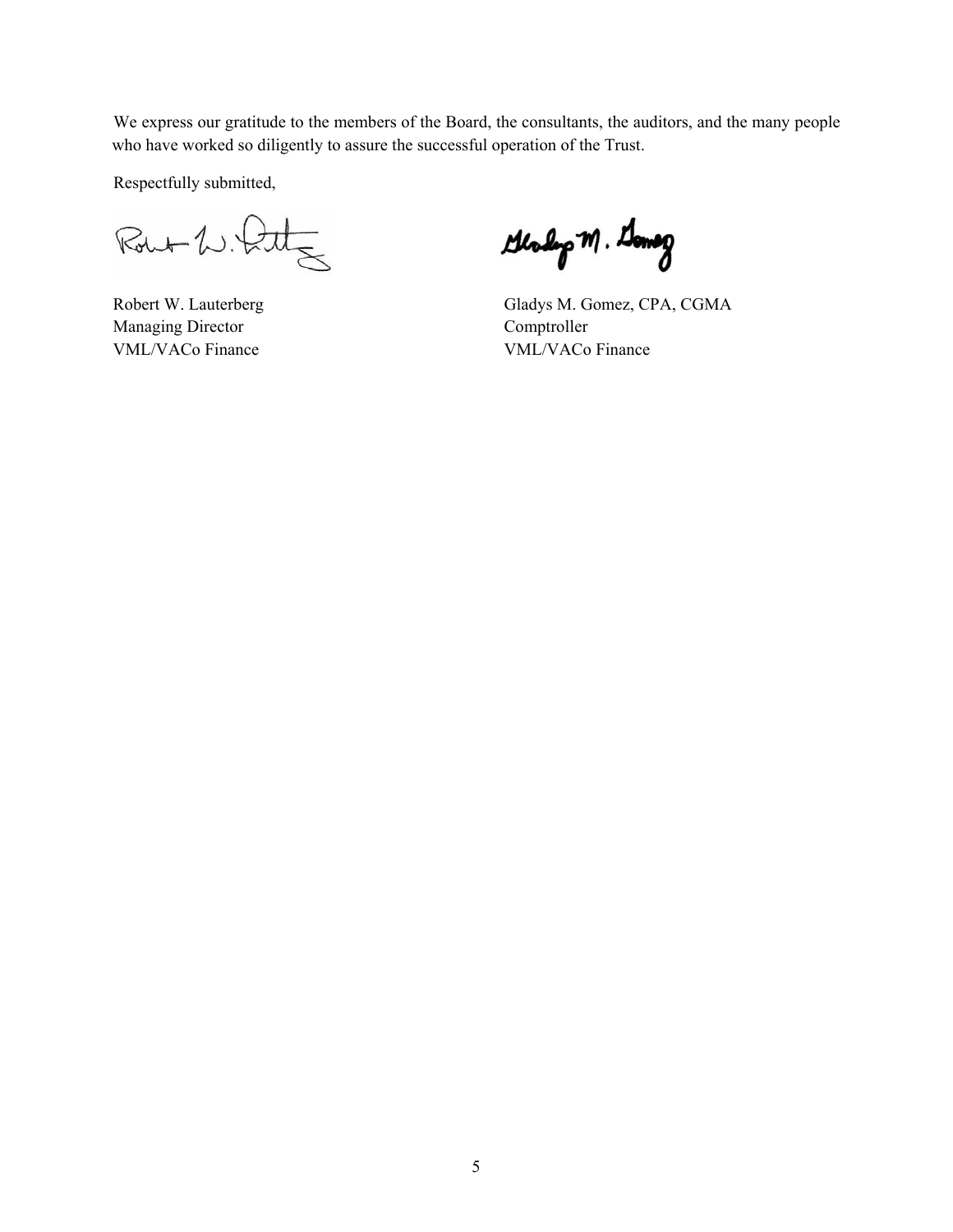We express our gratitude to the members of the Board, the consultants, the auditors, and the many people who have worked so diligently to assure the successful operation of the Trust.

Respectfully submitted,

Robert W. Lauterberg
Managing Director
VML/VACo Finance

Gladys M. Gomez, CPA, CGMA
Comptroller
VML/VACo Finance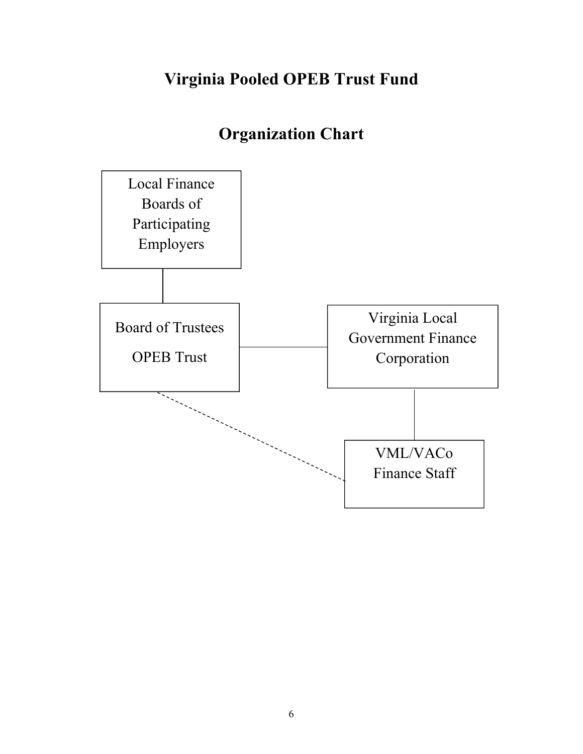# Virginia Pooled OPEB Trust Fund

## Organization Chart

Local Finance Boards of Participating Employers

Board of Trustees

OPEB Trust

Virginia Local Government Finance Corporation

VML/VACo Finance Staff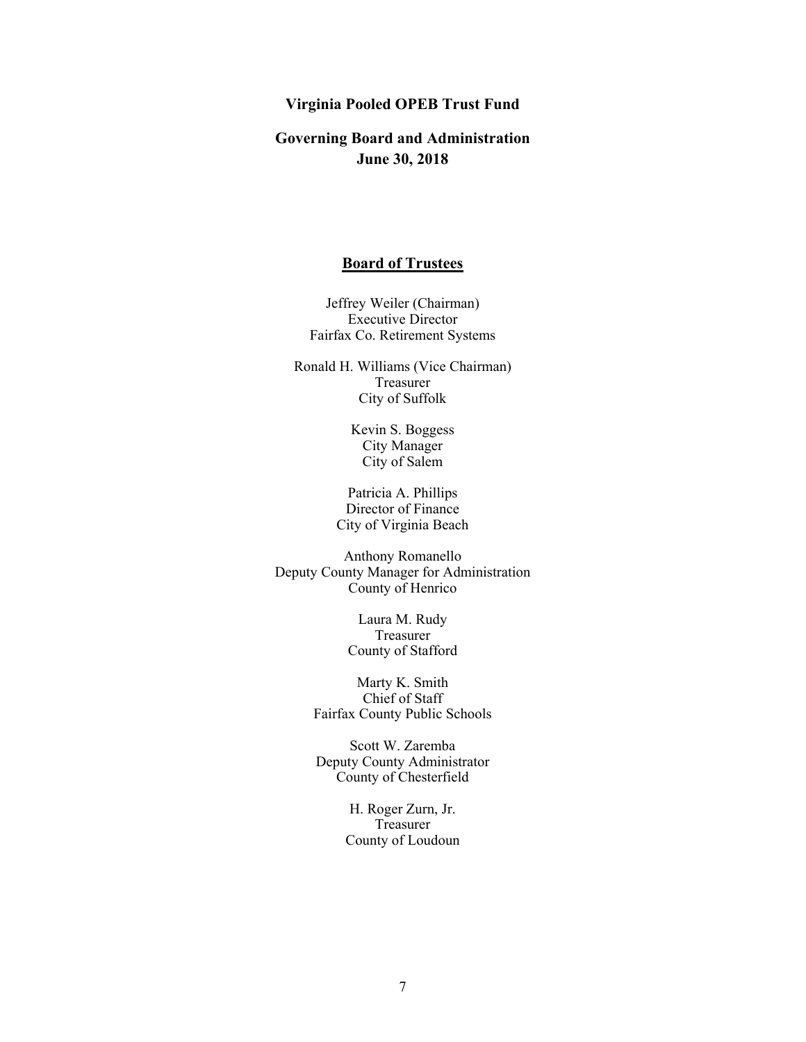# Virginia Pooled OPEB Trust Fund

## Governing Board and Administration
## June 30, 2018

### Board of Trustees

Jeffrey Weiler (Chairman)
Executive Director
Fairfax Co. Retirement Systems

Ronald H. Williams (Vice Chairman)
Treasurer
City of Suffolk

Kevin S. Boggess
City Manager
City of Salem

Patricia A. Phillips
Director of Finance
City of Virginia Beach

Anthony Romanello
Deputy County Manager for Administration
County of Henrico

Laura M. Rudy
Treasurer
County of Stafford

Marty K. Smith
Chief of Staff
Fairfax County Public Schools

Scott W. Zaremba
Deputy County Administrator
County of Chesterfield

H. Roger Zurn, Jr.
Treasurer
County of Loudoun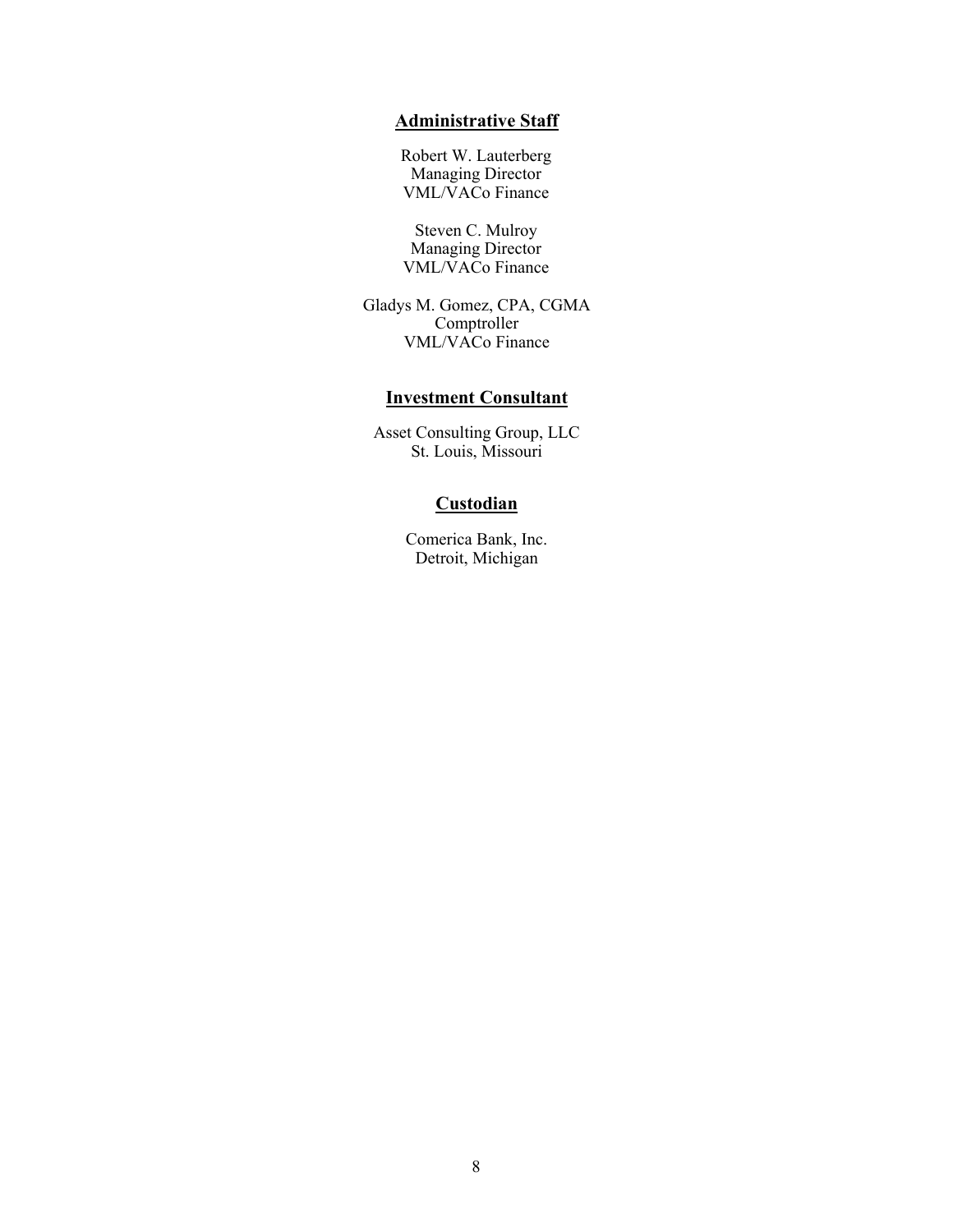## Administrative Staff

Robert W. Lauterberg
Managing Director
VML/VACo Finance

Steven C. Mulroy
Managing Director
VML/VACo Finance

Gladys M. Gomez, CPA, CGMA
Comptroller
VML/VACo Finance

## Investment Consultant

Asset Consulting Group, LLC
St. Louis, Missouri

## Custodian

Comerica Bank, Inc.
Detroit, Michigan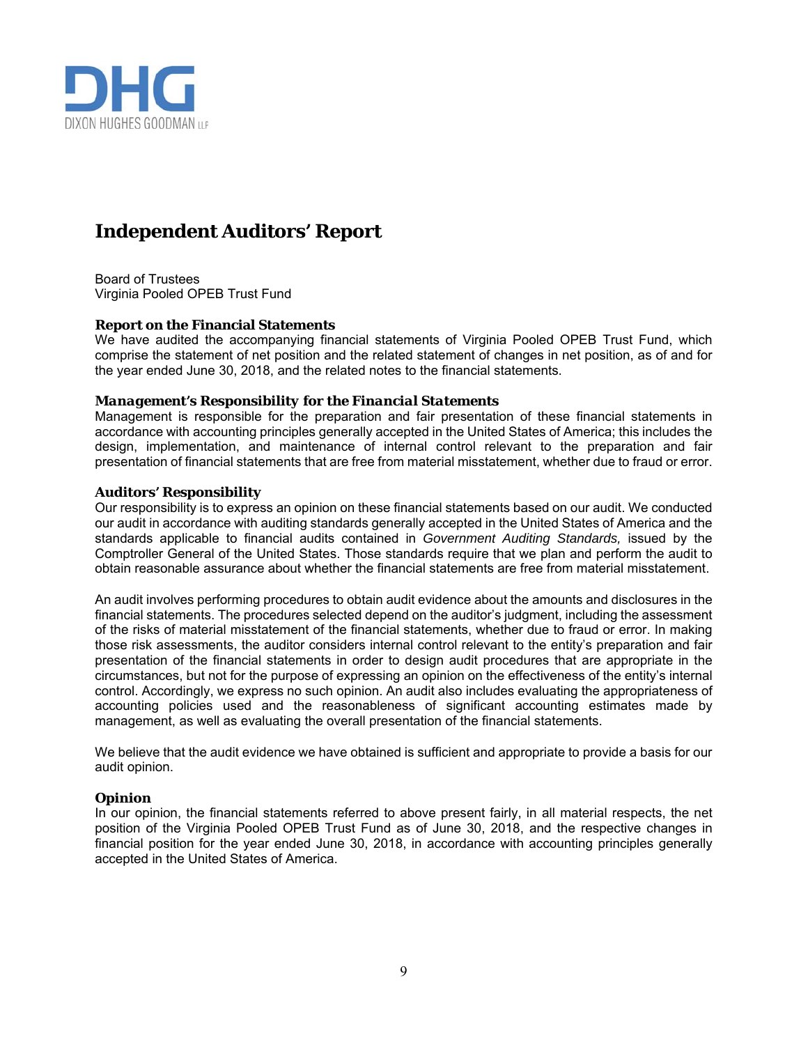DHG
DIXON HUGHES GOODMAN LLP

# Independent Auditors' Report

Board of Trustees
Virginia Pooled OPEB Trust Fund

### Report on the Financial Statements

We have audited the accompanying financial statements of Virginia Pooled OPEB Trust Fund, which comprise the statement of net position and the related statement of changes in net position, as of and for the year ended June 30, 2018, and the related notes to the financial statements.

### *Management's Responsibility for the Financial Statements*

Management is responsible for the preparation and fair presentation of these financial statements in accordance with accounting principles generally accepted in the United States of America; this includes the design, implementation, and maintenance of internal control relevant to the preparation and fair presentation of financial statements that are free from material misstatement, whether due to fraud or error.

### Auditors' Responsibility

Our responsibility is to express an opinion on these financial statements based on our audit. We conducted our audit in accordance with auditing standards generally accepted in the United States of America and the standards applicable to financial audits contained in *Government Auditing Standards,* issued by the Comptroller General of the United States. Those standards require that we plan and perform the audit to obtain reasonable assurance about whether the financial statements are free from material misstatement.

An audit involves performing procedures to obtain audit evidence about the amounts and disclosures in the financial statements. The procedures selected depend on the auditor's judgment, including the assessment of the risks of material misstatement of the financial statements, whether due to fraud or error. In making those risk assessments, the auditor considers internal control relevant to the entity's preparation and fair presentation of the financial statements in order to design audit procedures that are appropriate in the circumstances, but not for the purpose of expressing an opinion on the effectiveness of the entity's internal control. Accordingly, we express no such opinion. An audit also includes evaluating the appropriateness of accounting policies used and the reasonableness of significant accounting estimates made by management, as well as evaluating the overall presentation of the financial statements.

We believe that the audit evidence we have obtained is sufficient and appropriate to provide a basis for our audit opinion.

### Opinion

In our opinion, the financial statements referred to above present fairly, in all material respects, the net position of the Virginia Pooled OPEB Trust Fund as of June 30, 2018, and the respective changes in financial position for the year ended June 30, 2018, in accordance with accounting principles generally accepted in the United States of America.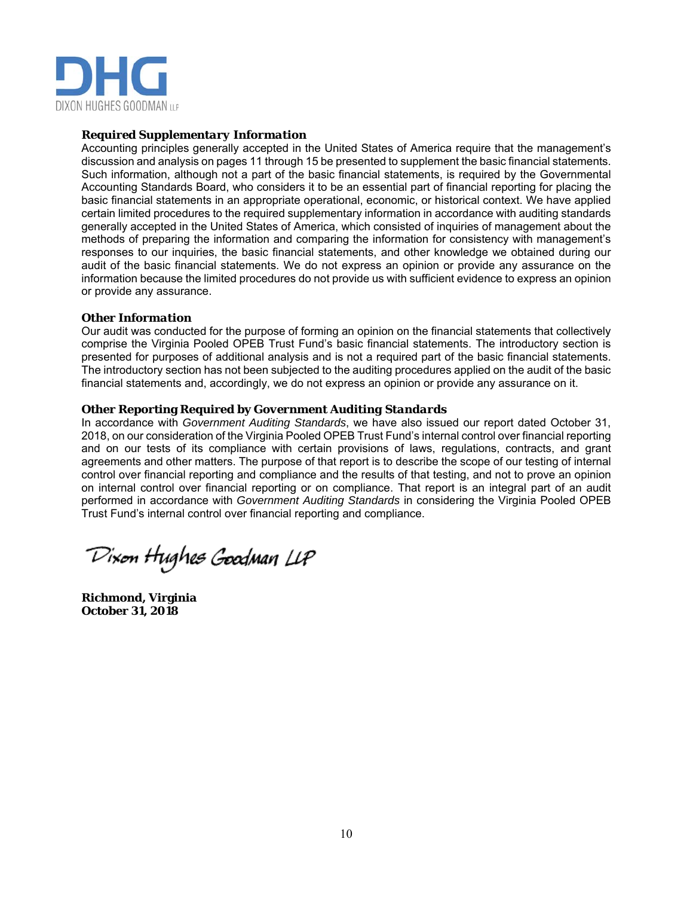DHG

DIXON HUGHES GOODMAN LLP

***Required Supplementary Information***

Accounting principles generally accepted in the United States of America require that the management's discussion and analysis on pages 11 through 15 be presented to supplement the basic financial statements. Such information, although not a part of the basic financial statements, is required by the Governmental Accounting Standards Board, who considers it to be an essential part of financial reporting for placing the basic financial statements in an appropriate operational, economic, or historical context. We have applied certain limited procedures to the required supplementary information in accordance with auditing standards generally accepted in the United States of America, which consisted of inquiries of management about the methods of preparing the information and comparing the information for consistency with management's responses to our inquiries, the basic financial statements, and other knowledge we obtained during our audit of the basic financial statements. We do not express an opinion or provide any assurance on the information because the limited procedures do not provide us with sufficient evidence to express an opinion or provide any assurance.

***Other Information***

Our audit was conducted for the purpose of forming an opinion on the financial statements that collectively comprise the Virginia Pooled OPEB Trust Fund's basic financial statements. The introductory section is presented for purposes of additional analysis and is not a required part of the basic financial statements. The introductory section has not been subjected to the auditing procedures applied on the audit of the basic financial statements and, accordingly, we do not express an opinion or provide any assurance on it.

***Other Reporting Required by Government Auditing Standards***

In accordance with *Government Auditing Standards*, we have also issued our report dated October 31, 2018, on our consideration of the Virginia Pooled OPEB Trust Fund's internal control over financial reporting and on our tests of its compliance with certain provisions of laws, regulations, contracts, and grant agreements and other matters. The purpose of that report is to describe the scope of our testing of internal control over financial reporting and compliance and the results of that testing, and not to prove an opinion on internal control over financial reporting or on compliance. That report is an integral part of an audit performed in accordance with *Government Auditing Standards* in considering the Virginia Pooled OPEB Trust Fund's internal control over financial reporting and compliance.

*Dixon Hughes Goodman LLP*

**Richmond, Virginia**
**October 31, 2018**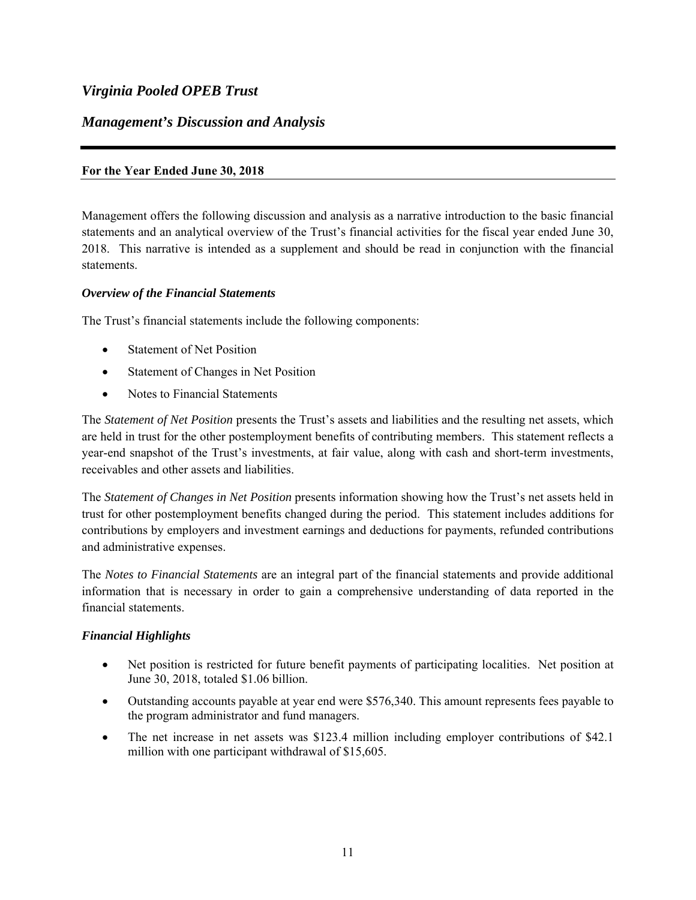# *Virginia Pooled OPEB Trust*

## *Management's Discussion and Analysis*

**For the Year Ended June 30, 2018**

Management offers the following discussion and analysis as a narrative introduction to the basic financial statements and an analytical overview of the Trust's financial activities for the fiscal year ended June 30, 2018. This narrative is intended as a supplement and should be read in conjunction with the financial statements.

### *Overview of the Financial Statements*

The Trust's financial statements include the following components:

- Statement of Net Position
- Statement of Changes in Net Position
- Notes to Financial Statements

The *Statement of Net Position* presents the Trust's assets and liabilities and the resulting net assets, which are held in trust for the other postemployment benefits of contributing members. This statement reflects a year-end snapshot of the Trust's investments, at fair value, along with cash and short-term investments, receivables and other assets and liabilities.

The *Statement of Changes in Net Position* presents information showing how the Trust's net assets held in trust for other postemployment benefits changed during the period. This statement includes additions for contributions by employers and investment earnings and deductions for payments, refunded contributions and administrative expenses.

The *Notes to Financial Statements* are an integral part of the financial statements and provide additional information that is necessary in order to gain a comprehensive understanding of data reported in the financial statements.

### *Financial Highlights*

- Net position is restricted for future benefit payments of participating localities. Net position at June 30, 2018, totaled $1.06 billion.
- Outstanding accounts payable at year end were $576,340. This amount represents fees payable to the program administrator and fund managers.
- The net increase in net assets was $123.4 million including employer contributions of $42.1 million with one participant withdrawal of $15,605.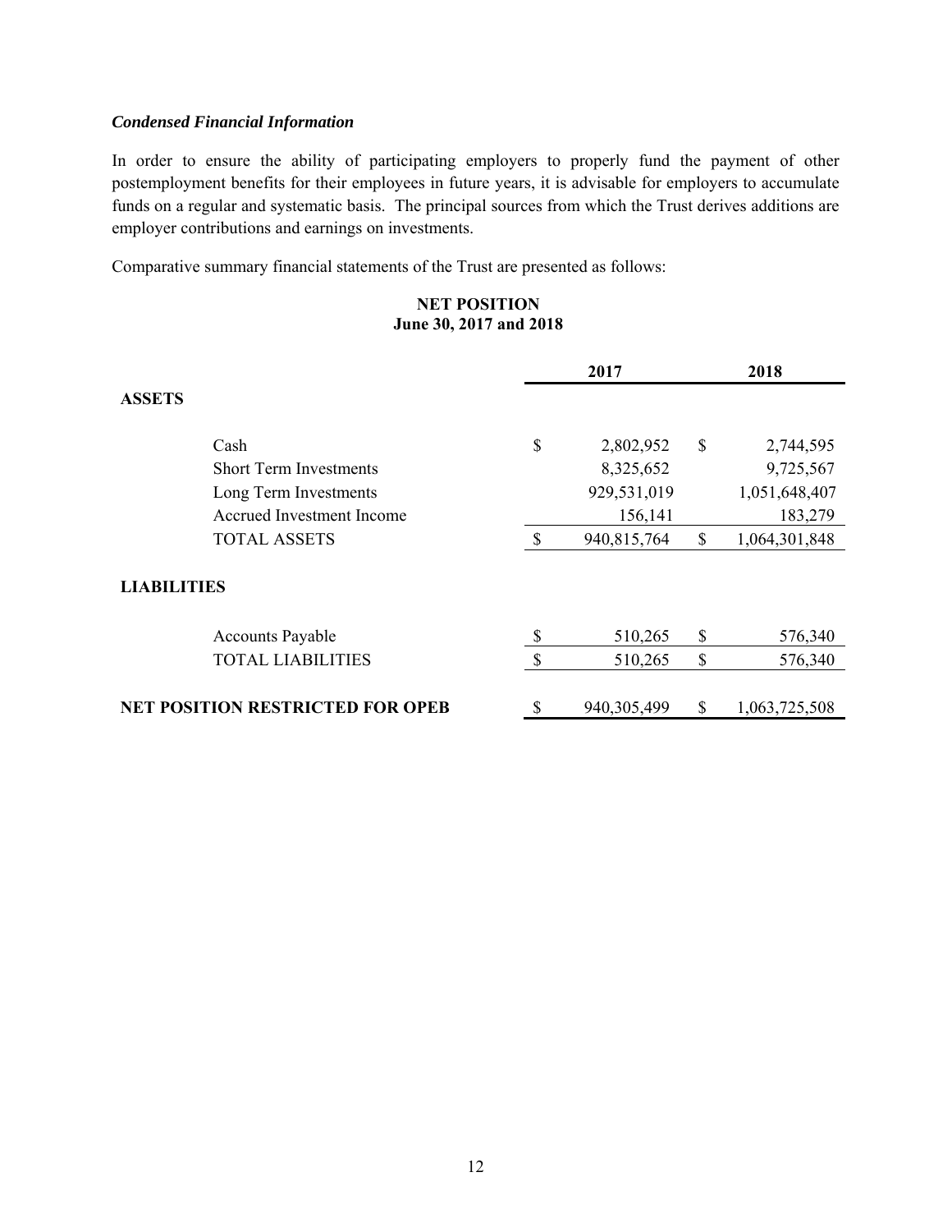### *Condensed Financial Information*

In order to ensure the ability of participating employers to properly fund the payment of other postemployment benefits for their employees in future years, it is advisable for employers to accumulate funds on a regular and systematic basis. The principal sources from which the Trust derives additions are employer contributions and earnings on investments.

Comparative summary financial statements of the Trust are presented as follows:

**NET POSITION**
**June 30, 2017 and 2018**

| | 2017 | 2018 |
|---|---|---|
| **ASSETS** | | |
| Cash | $ 2,802,952 | $ 2,744,595 |
| Short Term Investments | 8,325,652 | 9,725,567 |
| Long Term Investments | 929,531,019 | 1,051,648,407 |
| Accrued Investment Income | 156,141 | 183,279 |
| TOTAL ASSETS | $ 940,815,764 | $ 1,064,301,848 |
| **LIABILITIES** | | |
| Accounts Payable | $ 510,265 | $ 576,340 |
| TOTAL LIABILITIES | $ 510,265 | $ 576,340 |
| **NET POSITION RESTRICTED FOR OPEB** | $ 940,305,499 | $ 1,063,725,508 |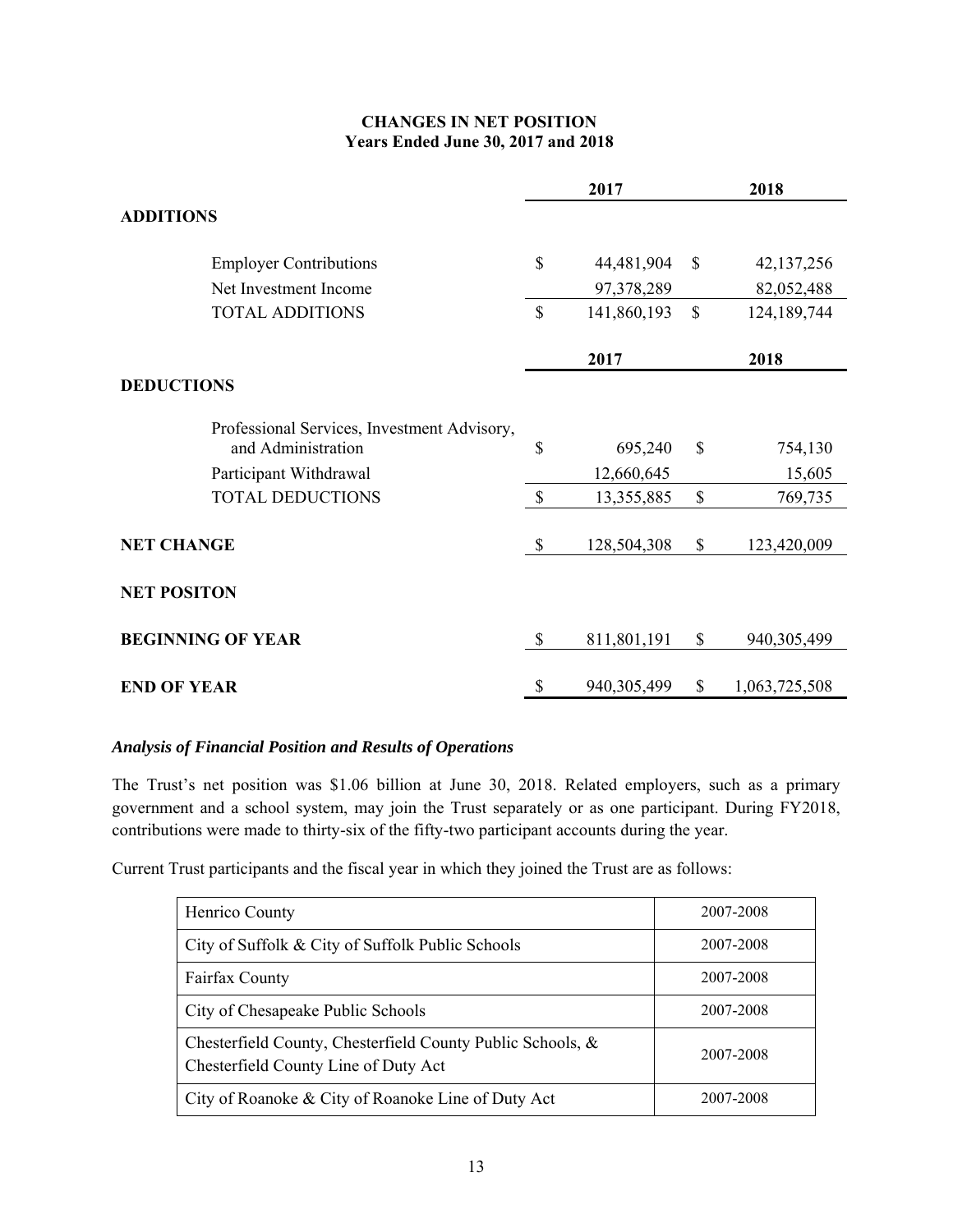**CHANGES IN NET POSITION**
**Years Ended June 30, 2017 and 2018**

| | 2017 | 2018 |
|---|---|---|
| **ADDITIONS** | | |
| Employer Contributions | $ 44,481,904 | $ 42,137,256 |
| Net Investment Income | 97,378,289 | 82,052,488 |
| TOTAL ADDITIONS | $ 141,860,193 | $ 124,189,744 |

| | 2017 | 2018 |
|---|---|---|
| **DEDUCTIONS** | | |
| Professional Services, Investment Advisory, and Administration | $ 695,240 | $ 754,130 |
| Participant Withdrawal | 12,660,645 | 15,605 |
| TOTAL DEDUCTIONS | $ 13,355,885 | $ 769,735 |
| **NET CHANGE** | $ 128,504,308 | $ 123,420,009 |
| **NET POSITON** | | |
| **BEGINNING OF YEAR** | $ 811,801,191 | $ 940,305,499 |
| **END OF YEAR** | $ 940,305,499 | $ 1,063,725,508 |

***Analysis of Financial Position and Results of Operations***

The Trust's net position was $1.06 billion at June 30, 2018. Related employers, such as a primary government and a school system, may join the Trust separately or as one participant. During FY2018, contributions were made to thirty-six of the fifty-two participant accounts during the year.

Current Trust participants and the fiscal year in which they joined the Trust are as follows:

| Participant | Fiscal Year |
|---|---|
| Henrico County | 2007-2008 |
| City of Suffolk & City of Suffolk Public Schools | 2007-2008 |
| Fairfax County | 2007-2008 |
| City of Chesapeake Public Schools | 2007-2008 |
| Chesterfield County, Chesterfield County Public Schools, & Chesterfield County Line of Duty Act | 2007-2008 |
| City of Roanoke & City of Roanoke Line of Duty Act | 2007-2008 |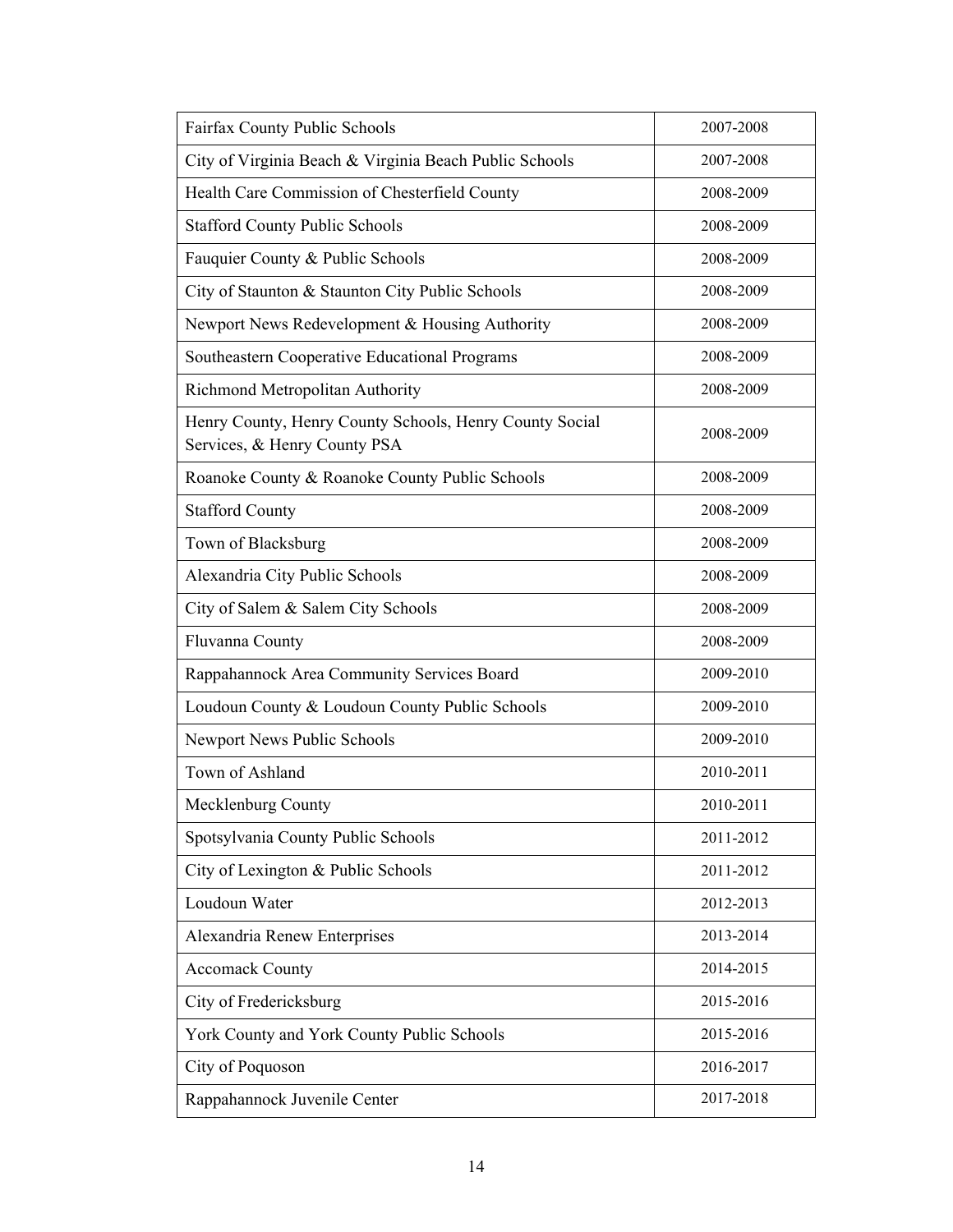| | |
|---|---|
| Fairfax County Public Schools | 2007-2008 |
| City of Virginia Beach & Virginia Beach Public Schools | 2007-2008 |
| Health Care Commission of Chesterfield County | 2008-2009 |
| Stafford County Public Schools | 2008-2009 |
| Fauquier County & Public Schools | 2008-2009 |
| City of Staunton & Staunton City Public Schools | 2008-2009 |
| Newport News Redevelopment & Housing Authority | 2008-2009 |
| Southeastern Cooperative Educational Programs | 2008-2009 |
| Richmond Metropolitan Authority | 2008-2009 |
| Henry County, Henry County Schools, Henry County Social Services, & Henry County PSA | 2008-2009 |
| Roanoke County & Roanoke County Public Schools | 2008-2009 |
| Stafford County | 2008-2009 |
| Town of Blacksburg | 2008-2009 |
| Alexandria City Public Schools | 2008-2009 |
| City of Salem & Salem City Schools | 2008-2009 |
| Fluvanna County | 2008-2009 |
| Rappahannock Area Community Services Board | 2009-2010 |
| Loudoun County & Loudoun County Public Schools | 2009-2010 |
| Newport News Public Schools | 2009-2010 |
| Town of Ashland | 2010-2011 |
| Mecklenburg County | 2010-2011 |
| Spotsylvania County Public Schools | 2011-2012 |
| City of Lexington & Public Schools | 2011-2012 |
| Loudoun Water | 2012-2013 |
| Alexandria Renew Enterprises | 2013-2014 |
| Accomack County | 2014-2015 |
| City of Fredericksburg | 2015-2016 |
| York County and York County Public Schools | 2015-2016 |
| City of Poquoson | 2016-2017 |
| Rappahannock Juvenile Center | 2017-2018 |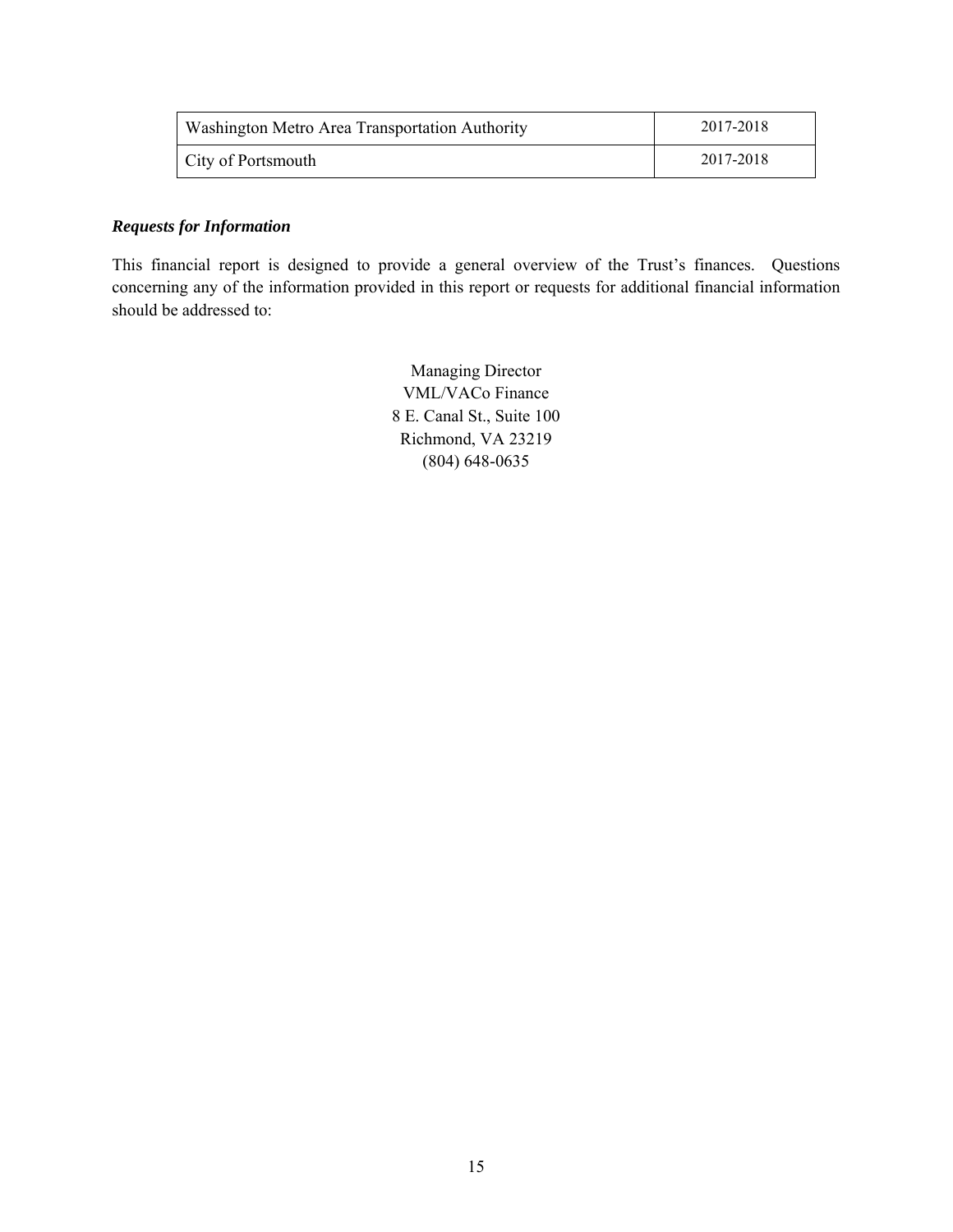| Washington Metro Area Transportation Authority | 2017-2018 |
|---|---|
| City of Portsmouth | 2017-2018 |

***Requests for Information***

This financial report is designed to provide a general overview of the Trust's finances. Questions concerning any of the information provided in this report or requests for additional financial information should be addressed to:

Managing Director
VML/VACo Finance
8 E. Canal St., Suite 100
Richmond, VA 23219
(804) 648-0635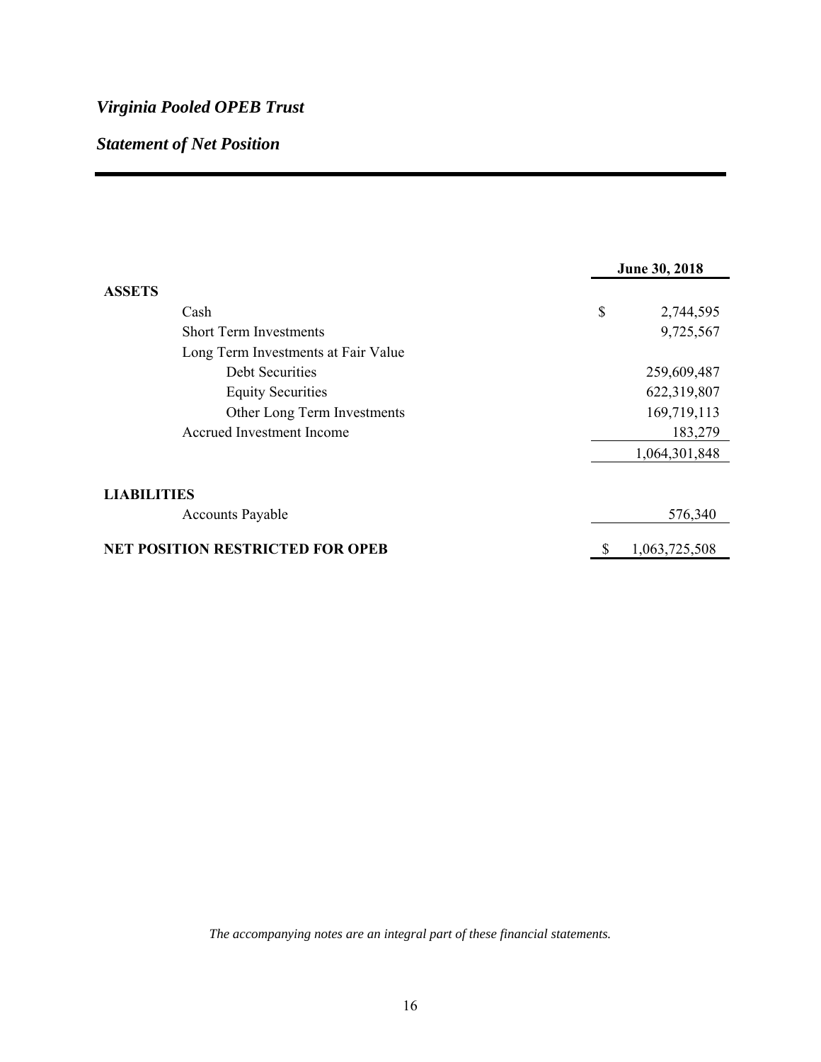# *Virginia Pooled OPEB Trust*

## *Statement of Net Position*

| | June 30, 2018 |
|---|---|
| **ASSETS** | |
| Cash | $ 2,744,595 |
| Short Term Investments | 9,725,567 |
| Long Term Investments at Fair Value | |
| Debt Securities | 259,609,487 |
| Equity Securities | 622,319,807 |
| Other Long Term Investments | 169,719,113 |
| Accrued Investment Income | 183,279 |
| | 1,064,301,848 |
| **LIABILITIES** | |
| Accounts Payable | 576,340 |
| **NET POSITION RESTRICTED FOR OPEB** | $ 1,063,725,508 |

*The accompanying notes are an integral part of these financial statements.*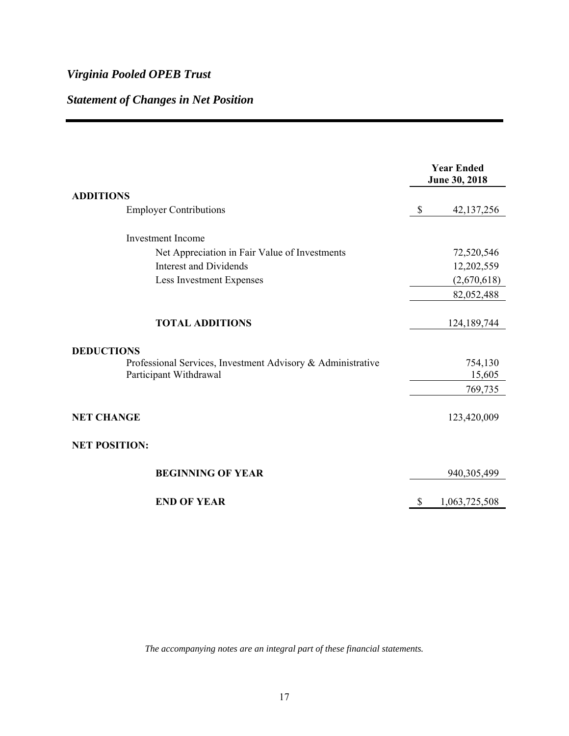# *Virginia Pooled OPEB Trust*

## *Statement of Changes in Net Position*

| | Year Ended June 30, 2018 |
|---|---|
| **ADDITIONS** | |
| Employer Contributions | $ 42,137,256 |
| Investment Income | |
| Net Appreciation in Fair Value of Investments | 72,520,546 |
| Interest and Dividends | 12,202,559 |
| Less Investment Expenses | (2,670,618) |
| | 82,052,488 |
| **TOTAL ADDITIONS** | 124,189,744 |
| **DEDUCTIONS** | |
| Professional Services, Investment Advisory & Administrative | 754,130 |
| Participant Withdrawal | 15,605 |
| | 769,735 |
| **NET CHANGE** | 123,420,009 |
| **NET POSITION:** | |
| **BEGINNING OF YEAR** | 940,305,499 |
| **END OF YEAR** | $ 1,063,725,508 |

*The accompanying notes are an integral part of these financial statements.*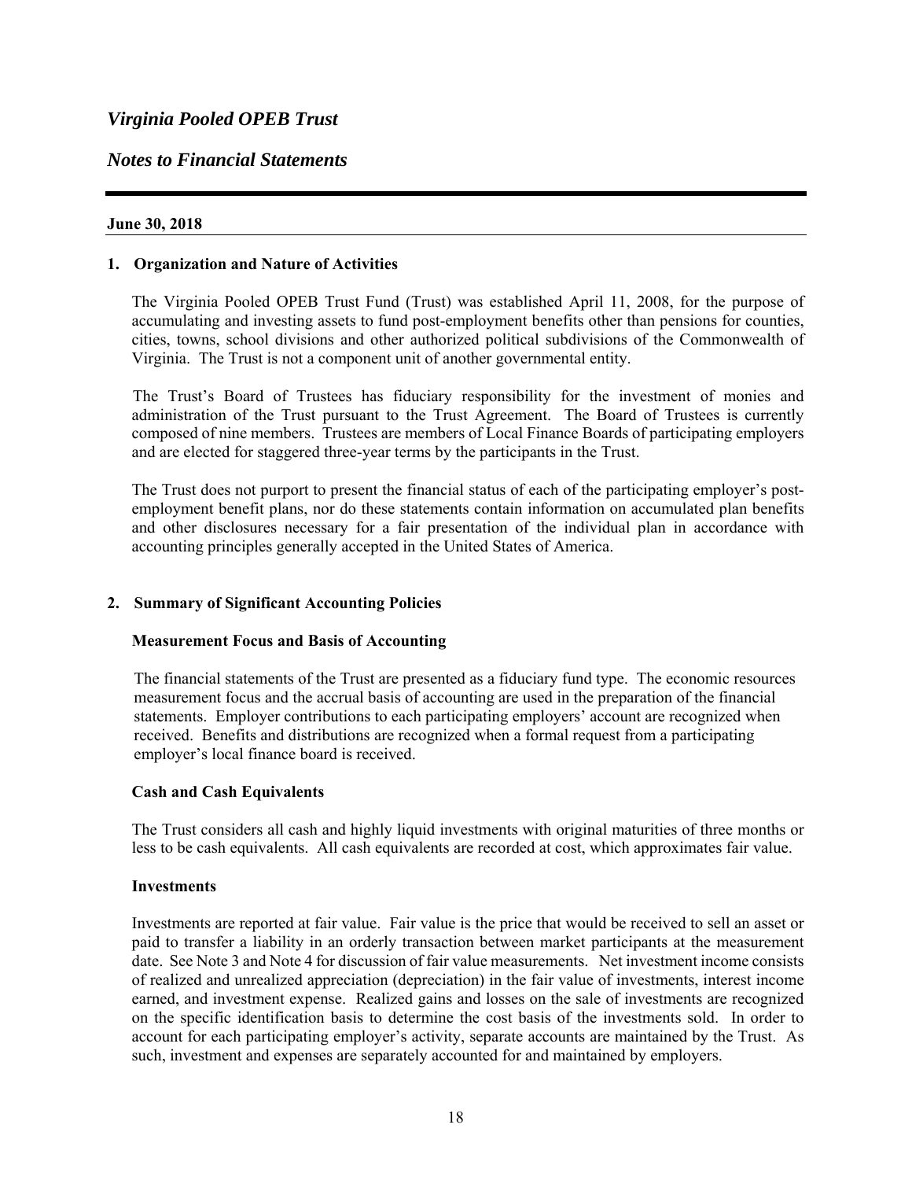# *Virginia Pooled OPEB Trust*

## *Notes to Financial Statements*

**June 30, 2018**

### 1. Organization and Nature of Activities

The Virginia Pooled OPEB Trust Fund (Trust) was established April 11, 2008, for the purpose of accumulating and investing assets to fund post-employment benefits other than pensions for counties, cities, towns, school divisions and other authorized political subdivisions of the Commonwealth of Virginia. The Trust is not a component unit of another governmental entity.

The Trust's Board of Trustees has fiduciary responsibility for the investment of monies and administration of the Trust pursuant to the Trust Agreement. The Board of Trustees is currently composed of nine members. Trustees are members of Local Finance Boards of participating employers and are elected for staggered three-year terms by the participants in the Trust.

The Trust does not purport to present the financial status of each of the participating employer's post-employment benefit plans, nor do these statements contain information on accumulated plan benefits and other disclosures necessary for a fair presentation of the individual plan in accordance with accounting principles generally accepted in the United States of America.

### 2. Summary of Significant Accounting Policies

#### Measurement Focus and Basis of Accounting

The financial statements of the Trust are presented as a fiduciary fund type. The economic resources measurement focus and the accrual basis of accounting are used in the preparation of the financial statements. Employer contributions to each participating employers' account are recognized when received. Benefits and distributions are recognized when a formal request from a participating employer's local finance board is received.

#### Cash and Cash Equivalents

The Trust considers all cash and highly liquid investments with original maturities of three months or less to be cash equivalents. All cash equivalents are recorded at cost, which approximates fair value.

#### Investments

Investments are reported at fair value. Fair value is the price that would be received to sell an asset or paid to transfer a liability in an orderly transaction between market participants at the measurement date. See Note 3 and Note 4 for discussion of fair value measurements. Net investment income consists of realized and unrealized appreciation (depreciation) in the fair value of investments, interest income earned, and investment expense. Realized gains and losses on the sale of investments are recognized on the specific identification basis to determine the cost basis of the investments sold. In order to account for each participating employer's activity, separate accounts are maintained by the Trust. As such, investment and expenses are separately accounted for and maintained by employers.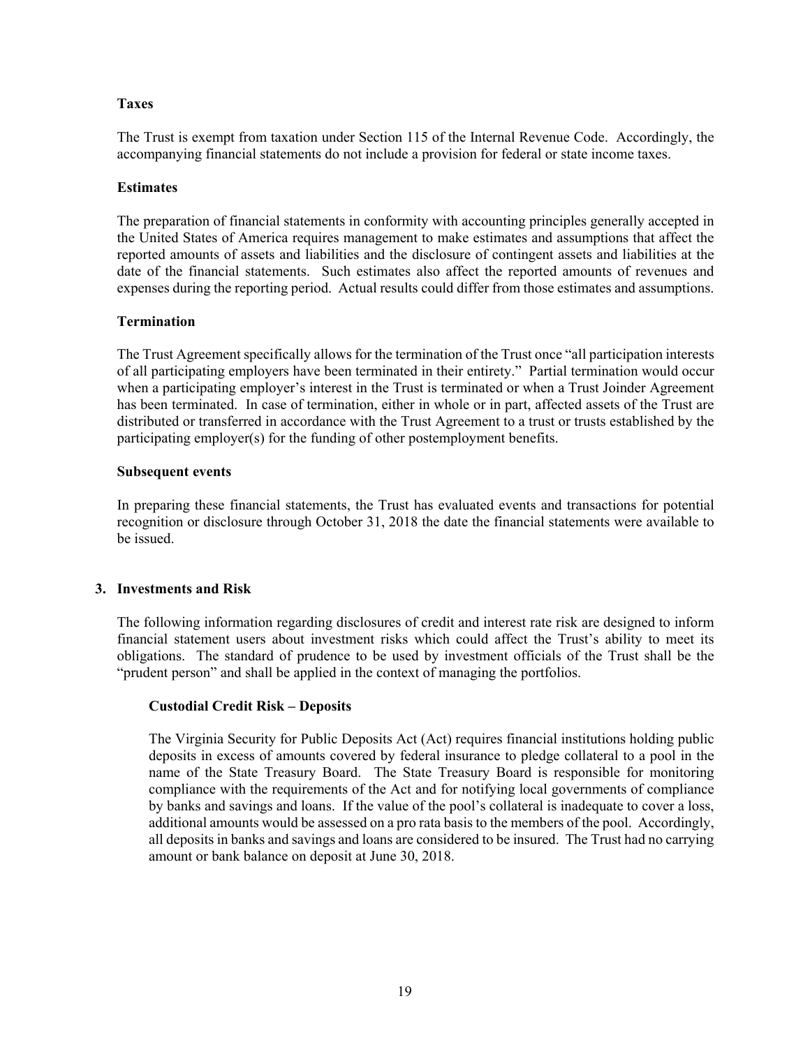### Taxes

The Trust is exempt from taxation under Section 115 of the Internal Revenue Code. Accordingly, the accompanying financial statements do not include a provision for federal or state income taxes.

### Estimates

The preparation of financial statements in conformity with accounting principles generally accepted in the United States of America requires management to make estimates and assumptions that affect the reported amounts of assets and liabilities and the disclosure of contingent assets and liabilities at the date of the financial statements. Such estimates also affect the reported amounts of revenues and expenses during the reporting period. Actual results could differ from those estimates and assumptions.

### Termination

The Trust Agreement specifically allows for the termination of the Trust once "all participation interests of all participating employers have been terminated in their entirety." Partial termination would occur when a participating employer's interest in the Trust is terminated or when a Trust Joinder Agreement has been terminated. In case of termination, either in whole or in part, affected assets of the Trust are distributed or transferred in accordance with the Trust Agreement to a trust or trusts established by the participating employer(s) for the funding of other postemployment benefits.

### Subsequent events

In preparing these financial statements, the Trust has evaluated events and transactions for potential recognition or disclosure through October 31, 2018 the date the financial statements were available to be issued.

## 3. Investments and Risk

The following information regarding disclosures of credit and interest rate risk are designed to inform financial statement users about investment risks which could affect the Trust's ability to meet its obligations. The standard of prudence to be used by investment officials of the Trust shall be the "prudent person" and shall be applied in the context of managing the portfolios.

### Custodial Credit Risk – Deposits

The Virginia Security for Public Deposits Act (Act) requires financial institutions holding public deposits in excess of amounts covered by federal insurance to pledge collateral to a pool in the name of the State Treasury Board. The State Treasury Board is responsible for monitoring compliance with the requirements of the Act and for notifying local governments of compliance by banks and savings and loans. If the value of the pool's collateral is inadequate to cover a loss, additional amounts would be assessed on a pro rata basis to the members of the pool. Accordingly, all deposits in banks and savings and loans are considered to be insured. The Trust had no carrying amount or bank balance on deposit at June 30, 2018.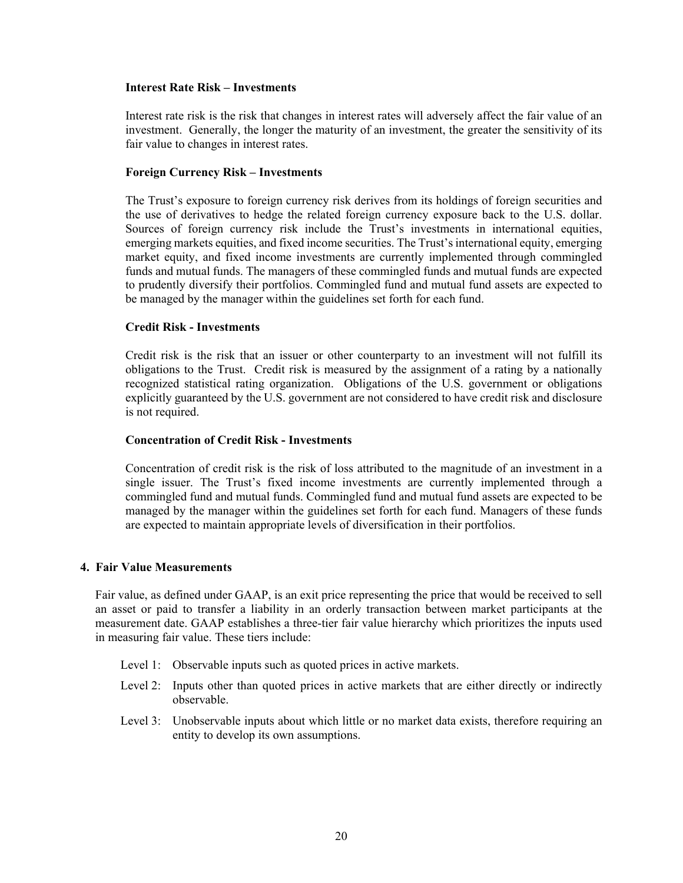**Interest Rate Risk – Investments**

Interest rate risk is the risk that changes in interest rates will adversely affect the fair value of an investment. Generally, the longer the maturity of an investment, the greater the sensitivity of its fair value to changes in interest rates.

**Foreign Currency Risk – Investments**

The Trust's exposure to foreign currency risk derives from its holdings of foreign securities and the use of derivatives to hedge the related foreign currency exposure back to the U.S. dollar. Sources of foreign currency risk include the Trust's investments in international equities, emerging markets equities, and fixed income securities. The Trust's international equity, emerging market equity, and fixed income investments are currently implemented through commingled funds and mutual funds. The managers of these commingled funds and mutual funds are expected to prudently diversify their portfolios. Commingled fund and mutual fund assets are expected to be managed by the manager within the guidelines set forth for each fund.

**Credit Risk - Investments**

Credit risk is the risk that an issuer or other counterparty to an investment will not fulfill its obligations to the Trust. Credit risk is measured by the assignment of a rating by a nationally recognized statistical rating organization. Obligations of the U.S. government or obligations explicitly guaranteed by the U.S. government are not considered to have credit risk and disclosure is not required.

**Concentration of Credit Risk - Investments**

Concentration of credit risk is the risk of loss attributed to the magnitude of an investment in a single issuer. The Trust's fixed income investments are currently implemented through a commingled fund and mutual funds. Commingled fund and mutual fund assets are expected to be managed by the manager within the guidelines set forth for each fund. Managers of these funds are expected to maintain appropriate levels of diversification in their portfolios.

## 4. Fair Value Measurements

Fair value, as defined under GAAP, is an exit price representing the price that would be received to sell an asset or paid to transfer a liability in an orderly transaction between market participants at the measurement date. GAAP establishes a three-tier fair value hierarchy which prioritizes the inputs used in measuring fair value. These tiers include:

- Level 1: Observable inputs such as quoted prices in active markets.
- Level 2: Inputs other than quoted prices in active markets that are either directly or indirectly observable.
- Level 3: Unobservable inputs about which little or no market data exists, therefore requiring an entity to develop its own assumptions.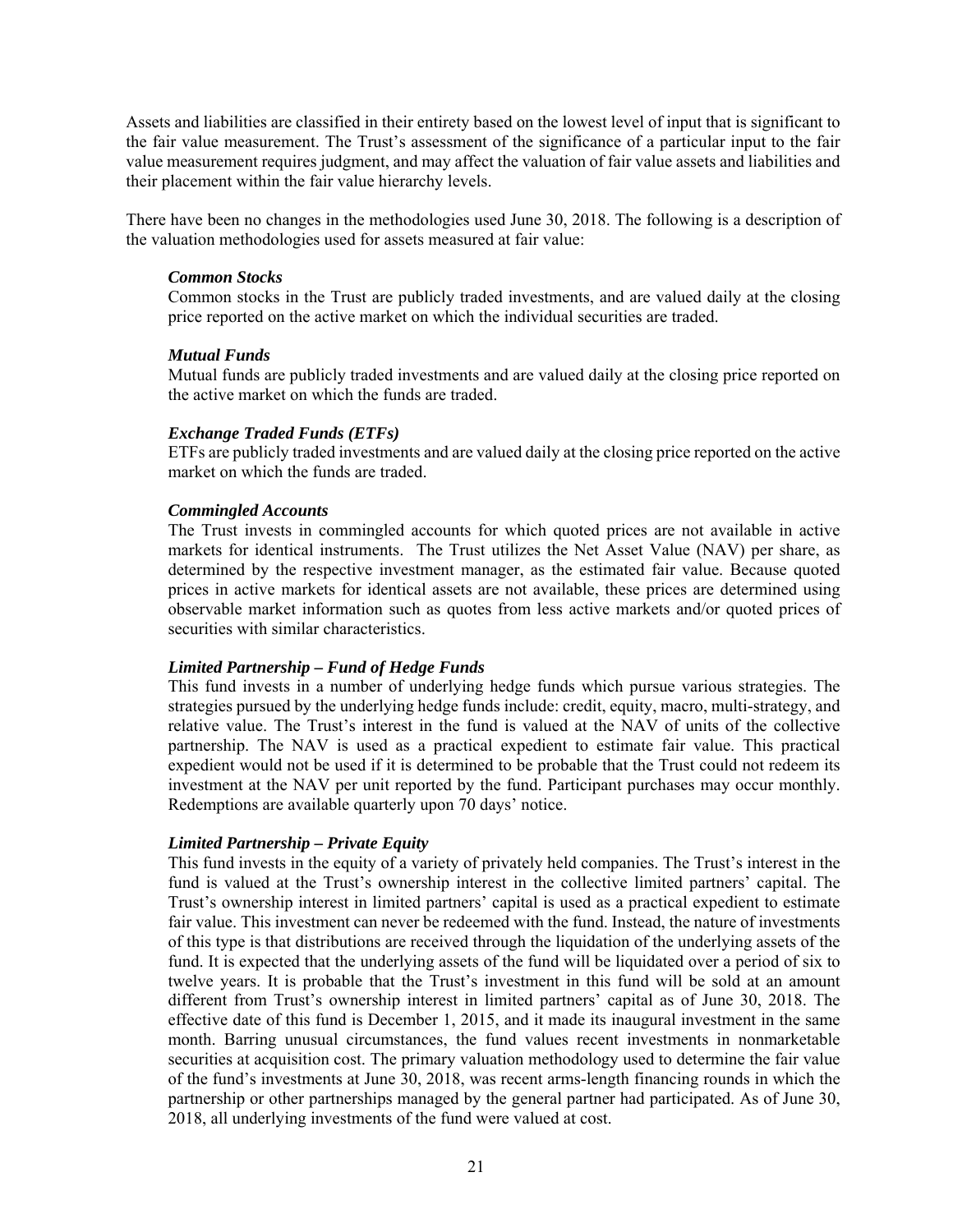Assets and liabilities are classified in their entirety based on the lowest level of input that is significant to the fair value measurement. The Trust's assessment of the significance of a particular input to the fair value measurement requires judgment, and may affect the valuation of fair value assets and liabilities and their placement within the fair value hierarchy levels.

There have been no changes in the methodologies used June 30, 2018. The following is a description of the valuation methodologies used for assets measured at fair value:

***Common Stocks***
Common stocks in the Trust are publicly traded investments, and are valued daily at the closing price reported on the active market on which the individual securities are traded.

***Mutual Funds***
Mutual funds are publicly traded investments and are valued daily at the closing price reported on the active market on which the funds are traded.

***Exchange Traded Funds (ETFs)***
ETFs are publicly traded investments and are valued daily at the closing price reported on the active market on which the funds are traded.

***Commingled Accounts***
The Trust invests in commingled accounts for which quoted prices are not available in active markets for identical instruments. The Trust utilizes the Net Asset Value (NAV) per share, as determined by the respective investment manager, as the estimated fair value. Because quoted prices in active markets for identical assets are not available, these prices are determined using observable market information such as quotes from less active markets and/or quoted prices of securities with similar characteristics.

***Limited Partnership – Fund of Hedge Funds***
This fund invests in a number of underlying hedge funds which pursue various strategies. The strategies pursued by the underlying hedge funds include: credit, equity, macro, multi-strategy, and relative value. The Trust's interest in the fund is valued at the NAV of units of the collective partnership. The NAV is used as a practical expedient to estimate fair value. This practical expedient would not be used if it is determined to be probable that the Trust could not redeem its investment at the NAV per unit reported by the fund. Participant purchases may occur monthly. Redemptions are available quarterly upon 70 days' notice.

***Limited Partnership – Private Equity***
This fund invests in the equity of a variety of privately held companies. The Trust's interest in the fund is valued at the Trust's ownership interest in the collective limited partners' capital. The Trust's ownership interest in limited partners' capital is used as a practical expedient to estimate fair value. This investment can never be redeemed with the fund. Instead, the nature of investments of this type is that distributions are received through the liquidation of the underlying assets of the fund. It is expected that the underlying assets of the fund will be liquidated over a period of six to twelve years. It is probable that the Trust's investment in this fund will be sold at an amount different from Trust's ownership interest in limited partners' capital as of June 30, 2018. The effective date of this fund is December 1, 2015, and it made its inaugural investment in the same month. Barring unusual circumstances, the fund values recent investments in nonmarketable securities at acquisition cost. The primary valuation methodology used to determine the fair value of the fund's investments at June 30, 2018, was recent arms-length financing rounds in which the partnership or other partnerships managed by the general partner had participated. As of June 30, 2018, all underlying investments of the fund were valued at cost.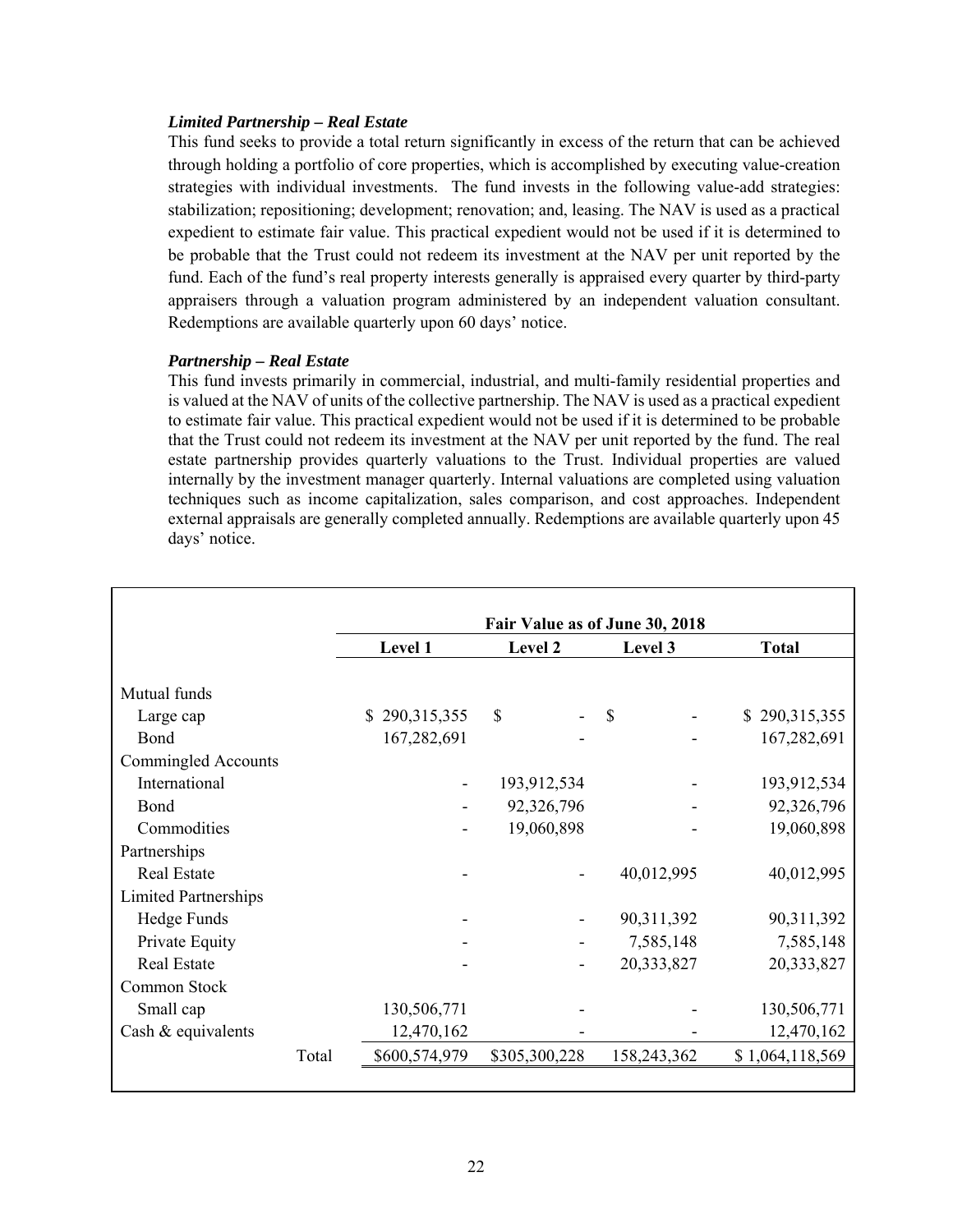***Limited Partnership – Real Estate***

This fund seeks to provide a total return significantly in excess of the return that can be achieved through holding a portfolio of core properties, which is accomplished by executing value-creation strategies with individual investments. The fund invests in the following value-add strategies: stabilization; repositioning; development; renovation; and, leasing. The NAV is used as a practical expedient to estimate fair value. This practical expedient would not be used if it is determined to be probable that the Trust could not redeem its investment at the NAV per unit reported by the fund. Each of the fund's real property interests generally is appraised every quarter by third-party appraisers through a valuation program administered by an independent valuation consultant. Redemptions are available quarterly upon 60 days' notice.

***Partnership – Real Estate***

This fund invests primarily in commercial, industrial, and multi-family residential properties and is valued at the NAV of units of the collective partnership. The NAV is used as a practical expedient to estimate fair value. This practical expedient would not be used if it is determined to be probable that the Trust could not redeem its investment at the NAV per unit reported by the fund. The real estate partnership provides quarterly valuations to the Trust. Individual properties are valued internally by the investment manager quarterly. Internal valuations are completed using valuation techniques such as income capitalization, sales comparison, and cost approaches. Independent external appraisals are generally completed annually. Redemptions are available quarterly upon 45 days' notice.

| | **Fair Value as of June 30, 2018** | | | |
|---|---|---|---|---|
| | **Level 1** | **Level 2** | **Level 3** | **Total** |
| Mutual funds | | | | |
| Large cap | $ 290,315,355 | $ - | $ - | $ 290,315,355 |
| Bond | 167,282,691 | - | - | 167,282,691 |
| Commingled Accounts | | | | |
| International | - | 193,912,534 | - | 193,912,534 |
| Bond | - | 92,326,796 | - | 92,326,796 |
| Commodities | - | 19,060,898 | - | 19,060,898 |
| Partnerships | | | | |
| Real Estate | - | - | 40,012,995 | 40,012,995 |
| Limited Partnerships | | | | |
| Hedge Funds | - | - | 90,311,392 | 90,311,392 |
| Private Equity | - | - | 7,585,148 | 7,585,148 |
| Real Estate | - | - | 20,333,827 | 20,333,827 |
| Common Stock | | | | |
| Small cap | 130,506,771 | - | - | 130,506,771 |
| Cash & equivalents | 12,470,162 | - | - | 12,470,162 |
| Total | $600,574,979 | $305,300,228 | 158,243,362 | $ 1,064,118,569 |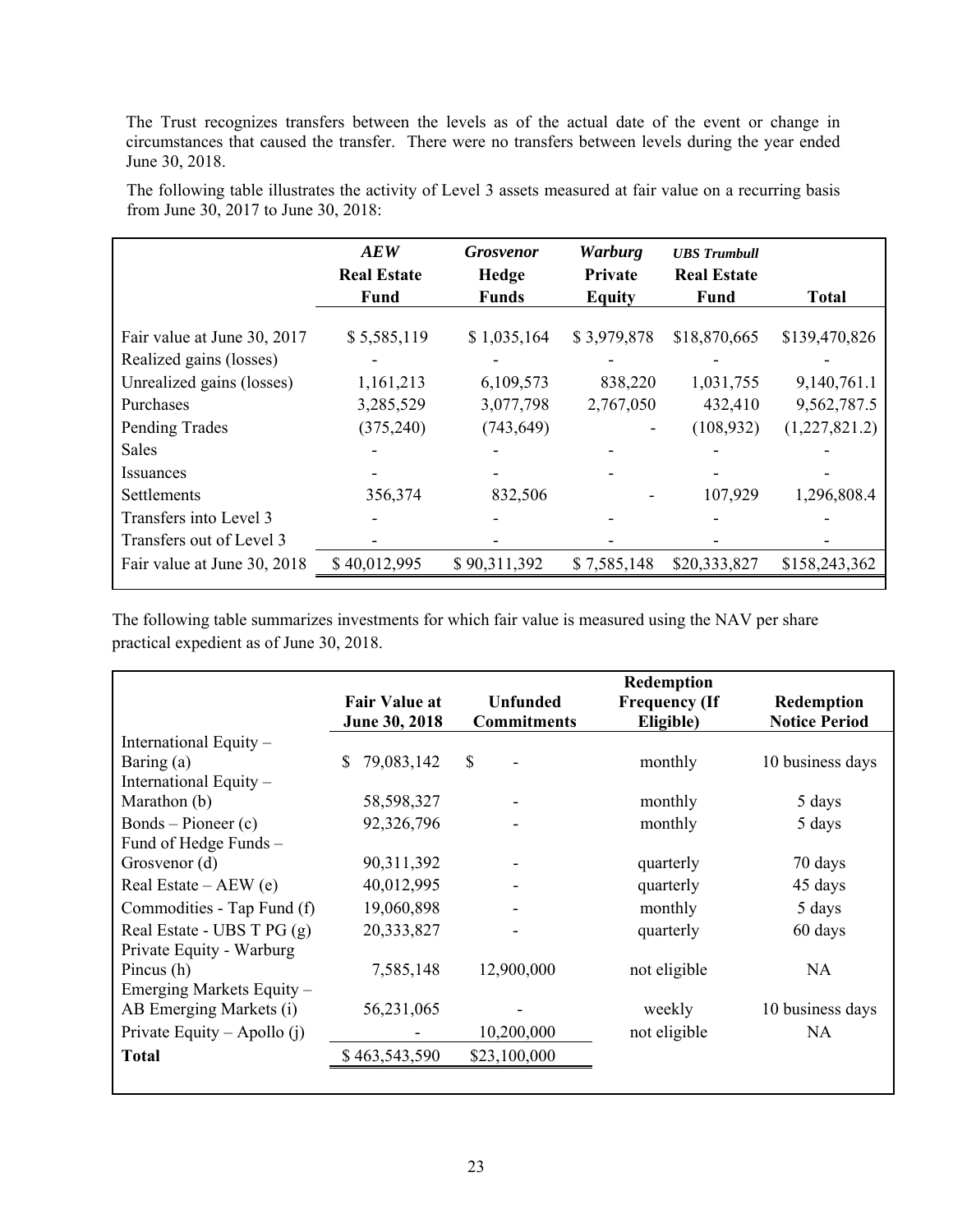The Trust recognizes transfers between the levels as of the actual date of the event or change in circumstances that caused the transfer. There were no transfers between levels during the year ended June 30, 2018.

The following table illustrates the activity of Level 3 assets measured at fair value on a recurring basis from June 30, 2017 to June 30, 2018:

| | ***AEW* Real Estate Fund** | ***Grosvenor* Hedge Funds** | ***Warburg* Private Equity** | ***UBS Trumbull* Real Estate Fund** | **Total** |
|---|---|---|---|---|---|
| Fair value at June 30, 2017 | $ 5,585,119 | $ 1,035,164 | $ 3,979,878 | $18,870,665 | $139,470,826 |
| Realized gains (losses) | - | - | - | - | - |
| Unrealized gains (losses) | 1,161,213 | 6,109,573 | 838,220 | 1,031,755 | 9,140,761.1 |
| Purchases | 3,285,529 | 3,077,798 | 2,767,050 | 432,410 | 9,562,787.5 |
| Pending Trades | (375,240) | (743,649) | - | (108,932) | (1,227,821.2) |
| Sales | - | - | - | - | - |
| Issuances | - | - | - | - | - |
| Settlements | 356,374 | 832,506 | - | 107,929 | 1,296,808.4 |
| Transfers into Level 3 | - | - | - | - | - |
| Transfers out of Level 3 | - | - | - | - | - |
| Fair value at June 30, 2018 | $ 40,012,995 | $ 90,311,392 | $ 7,585,148 | $20,333,827 | $158,243,362 |

The following table summarizes investments for which fair value is measured using the NAV per share practical expedient as of June 30, 2018.

| | **Fair Value at June 30, 2018** | **Unfunded Commitments** | **Redemption Frequency (If Eligible)** | **Redemption Notice Period** |
|---|---|---|---|---|
| International Equity – Baring (a) | $ 79,083,142 | $ - | monthly | 10 business days |
| International Equity – Marathon (b) | 58,598,327 | - | monthly | 5 days |
| Bonds – Pioneer (c) | 92,326,796 | - | monthly | 5 days |
| Fund of Hedge Funds – Grosvenor (d) | 90,311,392 | - | quarterly | 70 days |
| Real Estate – AEW (e) | 40,012,995 | - | quarterly | 45 days |
| Commodities - Tap Fund (f) | 19,060,898 | - | monthly | 5 days |
| Real Estate - UBS T PG (g) | 20,333,827 | - | quarterly | 60 days |
| Private Equity - Warburg Pincus (h) | 7,585,148 | 12,900,000 | not eligible | NA |
| Emerging Markets Equity – AB Emerging Markets (i) | 56,231,065 | - | weekly | 10 business days |
| Private Equity – Apollo (j) | - | 10,200,000 | not eligible | NA |
| **Total** | $ 463,543,590 | $23,100,000 | | |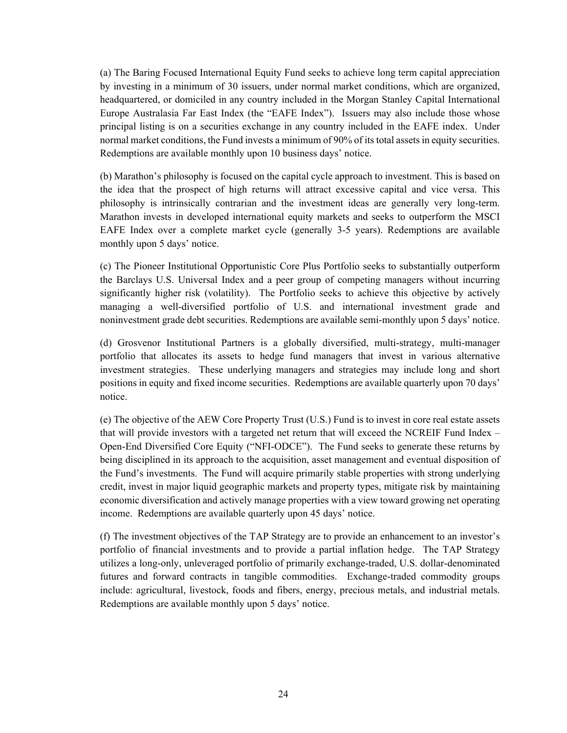(a) The Baring Focused International Equity Fund seeks to achieve long term capital appreciation by investing in a minimum of 30 issuers, under normal market conditions, which are organized, headquartered, or domiciled in any country included in the Morgan Stanley Capital International Europe Australasia Far East Index (the "EAFE Index"). Issuers may also include those whose principal listing is on a securities exchange in any country included in the EAFE index. Under normal market conditions, the Fund invests a minimum of 90% of its total assets in equity securities. Redemptions are available monthly upon 10 business days' notice.

(b) Marathon's philosophy is focused on the capital cycle approach to investment. This is based on the idea that the prospect of high returns will attract excessive capital and vice versa. This philosophy is intrinsically contrarian and the investment ideas are generally very long-term. Marathon invests in developed international equity markets and seeks to outperform the MSCI EAFE Index over a complete market cycle (generally 3-5 years). Redemptions are available monthly upon 5 days' notice.

(c) The Pioneer Institutional Opportunistic Core Plus Portfolio seeks to substantially outperform the Barclays U.S. Universal Index and a peer group of competing managers without incurring significantly higher risk (volatility). The Portfolio seeks to achieve this objective by actively managing a well-diversified portfolio of U.S. and international investment grade and noninvestment grade debt securities. Redemptions are available semi-monthly upon 5 days' notice.

(d) Grosvenor Institutional Partners is a globally diversified, multi-strategy, multi-manager portfolio that allocates its assets to hedge fund managers that invest in various alternative investment strategies. These underlying managers and strategies may include long and short positions in equity and fixed income securities. Redemptions are available quarterly upon 70 days' notice.

(e) The objective of the AEW Core Property Trust (U.S.) Fund is to invest in core real estate assets that will provide investors with a targeted net return that will exceed the NCREIF Fund Index – Open-End Diversified Core Equity ("NFI-ODCE"). The Fund seeks to generate these returns by being disciplined in its approach to the acquisition, asset management and eventual disposition of the Fund's investments. The Fund will acquire primarily stable properties with strong underlying credit, invest in major liquid geographic markets and property types, mitigate risk by maintaining economic diversification and actively manage properties with a view toward growing net operating income. Redemptions are available quarterly upon 45 days' notice.

(f) The investment objectives of the TAP Strategy are to provide an enhancement to an investor's portfolio of financial investments and to provide a partial inflation hedge. The TAP Strategy utilizes a long-only, unleveraged portfolio of primarily exchange-traded, U.S. dollar-denominated futures and forward contracts in tangible commodities. Exchange-traded commodity groups include: agricultural, livestock, foods and fibers, energy, precious metals, and industrial metals. Redemptions are available monthly upon 5 days' notice.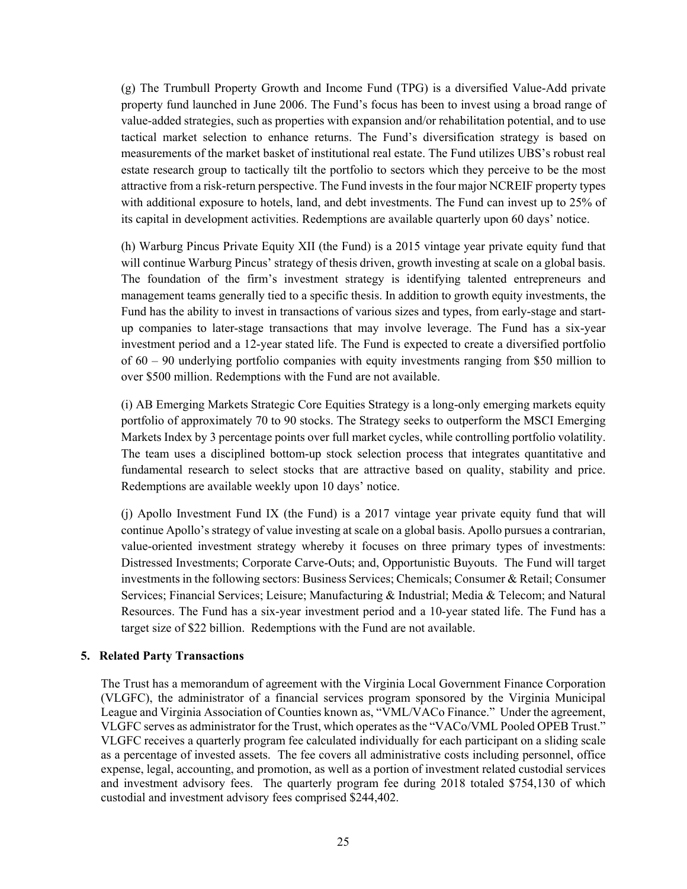(g) The Trumbull Property Growth and Income Fund (TPG) is a diversified Value-Add private property fund launched in June 2006. The Fund's focus has been to invest using a broad range of value-added strategies, such as properties with expansion and/or rehabilitation potential, and to use tactical market selection to enhance returns. The Fund's diversification strategy is based on measurements of the market basket of institutional real estate. The Fund utilizes UBS's robust real estate research group to tactically tilt the portfolio to sectors which they perceive to be the most attractive from a risk-return perspective. The Fund invests in the four major NCREIF property types with additional exposure to hotels, land, and debt investments. The Fund can invest up to 25% of its capital in development activities. Redemptions are available quarterly upon 60 days' notice.

(h) Warburg Pincus Private Equity XII (the Fund) is a 2015 vintage year private equity fund that will continue Warburg Pincus' strategy of thesis driven, growth investing at scale on a global basis. The foundation of the firm's investment strategy is identifying talented entrepreneurs and management teams generally tied to a specific thesis. In addition to growth equity investments, the Fund has the ability to invest in transactions of various sizes and types, from early-stage and start-up companies to later-stage transactions that may involve leverage. The Fund has a six-year investment period and a 12-year stated life. The Fund is expected to create a diversified portfolio of 60 – 90 underlying portfolio companies with equity investments ranging from $50 million to over $500 million. Redemptions with the Fund are not available.

(i) AB Emerging Markets Strategic Core Equities Strategy is a long-only emerging markets equity portfolio of approximately 70 to 90 stocks. The Strategy seeks to outperform the MSCI Emerging Markets Index by 3 percentage points over full market cycles, while controlling portfolio volatility. The team uses a disciplined bottom-up stock selection process that integrates quantitative and fundamental research to select stocks that are attractive based on quality, stability and price. Redemptions are available weekly upon 10 days' notice.

(j) Apollo Investment Fund IX (the Fund) is a 2017 vintage year private equity fund that will continue Apollo's strategy of value investing at scale on a global basis. Apollo pursues a contrarian, value-oriented investment strategy whereby it focuses on three primary types of investments: Distressed Investments; Corporate Carve-Outs; and, Opportunistic Buyouts. The Fund will target investments in the following sectors: Business Services; Chemicals; Consumer & Retail; Consumer Services; Financial Services; Leisure; Manufacturing & Industrial; Media & Telecom; and Natural Resources. The Fund has a six-year investment period and a 10-year stated life. The Fund has a target size of $22 billion. Redemptions with the Fund are not available.

## 5. Related Party Transactions

The Trust has a memorandum of agreement with the Virginia Local Government Finance Corporation (VLGFC), the administrator of a financial services program sponsored by the Virginia Municipal League and Virginia Association of Counties known as, "VML/VACo Finance." Under the agreement, VLGFC serves as administrator for the Trust, which operates as the "VACo/VML Pooled OPEB Trust." VLGFC receives a quarterly program fee calculated individually for each participant on a sliding scale as a percentage of invested assets. The fee covers all administrative costs including personnel, office expense, legal, accounting, and promotion, as well as a portion of investment related custodial services and investment advisory fees. The quarterly program fee during 2018 totaled $754,130 of which custodial and investment advisory fees comprised $244,402.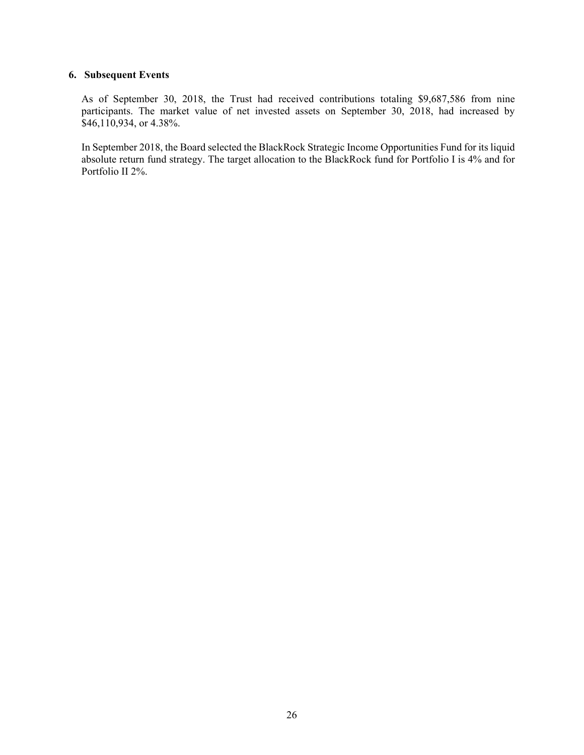## 6. Subsequent Events

As of September 30, 2018, the Trust had received contributions totaling $9,687,586 from nine participants. The market value of net invested assets on September 30, 2018, had increased by $46,110,934, or 4.38%.

In September 2018, the Board selected the BlackRock Strategic Income Opportunities Fund for its liquid absolute return fund strategy. The target allocation to the BlackRock fund for Portfolio I is 4% and for Portfolio II 2%.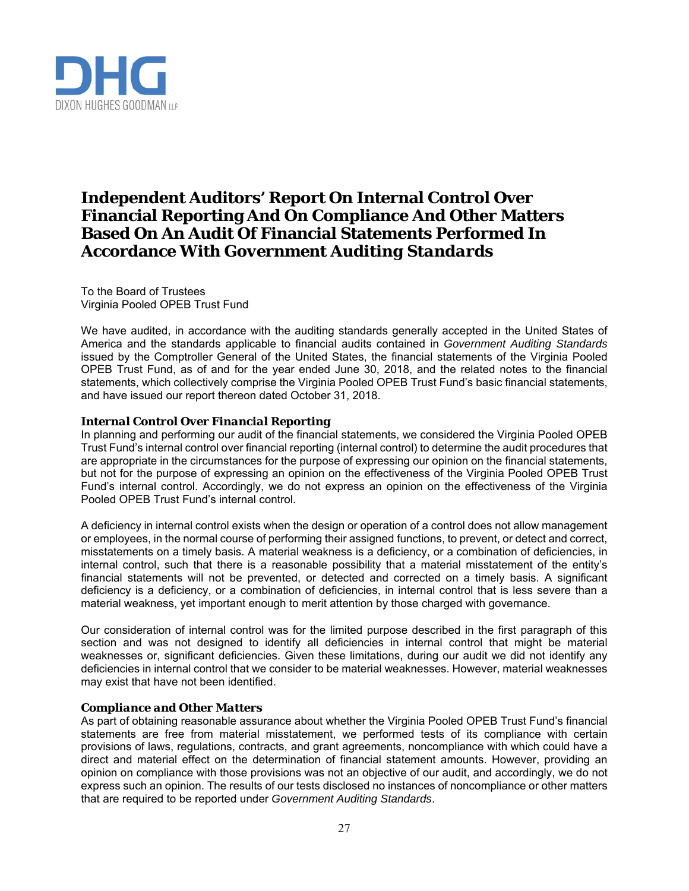DHG

DIXON HUGHES GOODMAN LLP

# Independent Auditors' Report On Internal Control Over Financial Reporting And On Compliance And Other Matters Based On An Audit Of Financial Statements Performed In Accordance With *Government Auditing Standards*

To the Board of Trustees
Virginia Pooled OPEB Trust Fund

We have audited, in accordance with the auditing standards generally accepted in the United States of America and the standards applicable to financial audits contained in *Government Auditing Standards* issued by the Comptroller General of the United States, the financial statements of the Virginia Pooled OPEB Trust Fund, as of and for the year ended June 30, 2018, and the related notes to the financial statements, which collectively comprise the Virginia Pooled OPEB Trust Fund's basic financial statements, and have issued our report thereon dated October 31, 2018.

### *Internal Control Over Financial Reporting*

In planning and performing our audit of the financial statements, we considered the Virginia Pooled OPEB Trust Fund's internal control over financial reporting (internal control) to determine the audit procedures that are appropriate in the circumstances for the purpose of expressing our opinion on the financial statements, but not for the purpose of expressing an opinion on the effectiveness of the Virginia Pooled OPEB Trust Fund's internal control. Accordingly, we do not express an opinion on the effectiveness of the Virginia Pooled OPEB Trust Fund's internal control.

A deficiency in internal control exists when the design or operation of a control does not allow management or employees, in the normal course of performing their assigned functions, to prevent, or detect and correct, misstatements on a timely basis. A material weakness is a deficiency, or a combination of deficiencies, in internal control, such that there is a reasonable possibility that a material misstatement of the entity's financial statements will not be prevented, or detected and corrected on a timely basis. A significant deficiency is a deficiency, or a combination of deficiencies, in internal control that is less severe than a material weakness, yet important enough to merit attention by those charged with governance.

Our consideration of internal control was for the limited purpose described in the first paragraph of this section and was not designed to identify all deficiencies in internal control that might be material weaknesses or, significant deficiencies. Given these limitations, during our audit we did not identify any deficiencies in internal control that we consider to be material weaknesses. However, material weaknesses may exist that have not been identified.

### *Compliance and Other Matters*

As part of obtaining reasonable assurance about whether the Virginia Pooled OPEB Trust Fund's financial statements are free from material misstatement, we performed tests of its compliance with certain provisions of laws, regulations, contracts, and grant agreements, noncompliance with which could have a direct and material effect on the determination of financial statement amounts. However, providing an opinion on compliance with those provisions was not an objective of our audit, and accordingly, we do not express such an opinion. The results of our tests disclosed no instances of noncompliance or other matters that are required to be reported under *Government Auditing Standards*.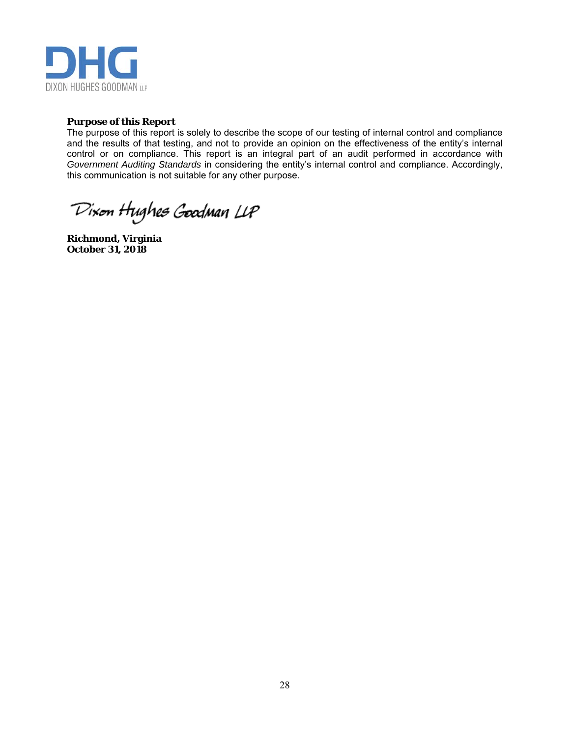DHG

DIXON HUGHES GOODMAN LLP

**Purpose of this Report**

The purpose of this report is solely to describe the scope of our testing of internal control and compliance and the results of that testing, and not to provide an opinion on the effectiveness of the entity's internal control or on compliance. This report is an integral part of an audit performed in accordance with *Government Auditing Standards* in considering the entity's internal control and compliance. Accordingly, this communication is not suitable for any other purpose.

Dixon Hughes Goodman LLP

**Richmond, Virginia**
**October 31, 2018**